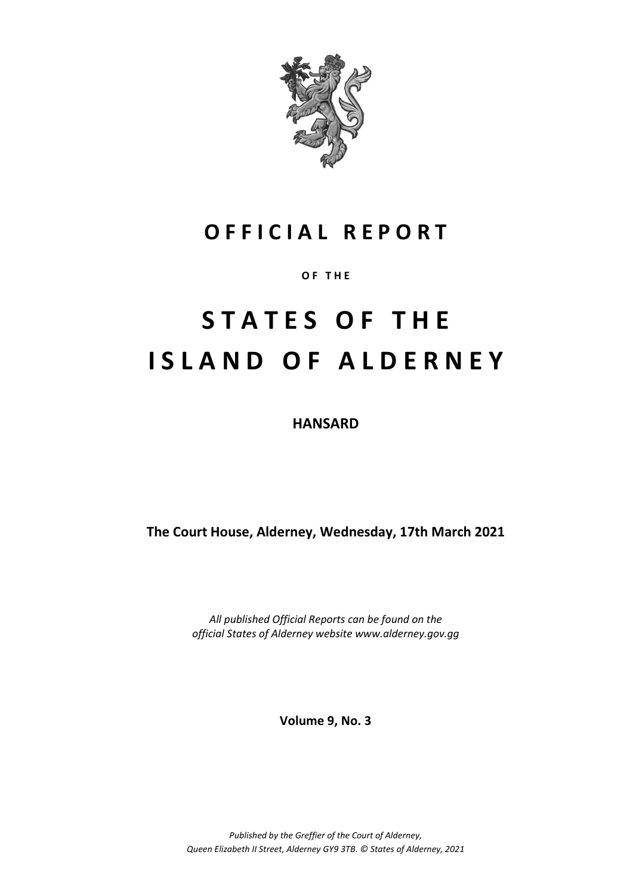# OFFICIAL REPORT

**OF THE**

# STATES OF THE ISLAND OF ALDERNEY

**HANSARD**

**The Court House, Alderney, Wednesday, 17th March 2021**

*All published Official Reports can be found on the official States of Alderney website www.alderney.gov.gg*

**Volume 9, No. 3**

*Published by the Greffier of the Court of Alderney, Queen Elizabeth II Street, Alderney GY9 3TB. © States of Alderney, 2021*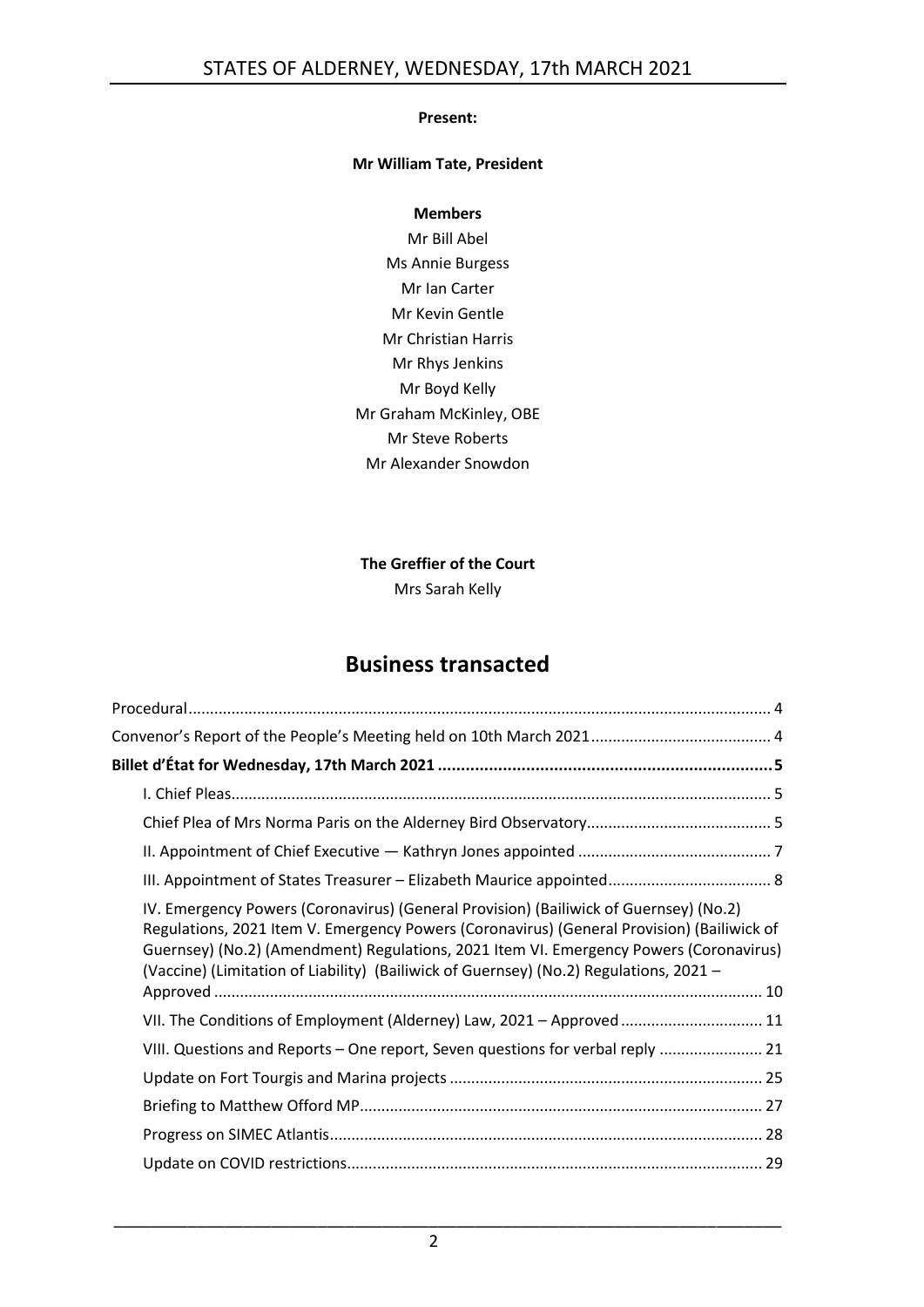**Present:**

**Mr William Tate, President**

**Members**

Mr Bill Abel
Ms Annie Burgess
Mr Ian Carter
Mr Kevin Gentle
Mr Christian Harris
Mr Rhys Jenkins
Mr Boyd Kelly
Mr Graham McKinley, OBE
Mr Steve Roberts
Mr Alexander Snowdon

**The Greffier of the Court**

Mrs Sarah Kelly

# Business transacted

Procedural ..... 4

Convenor's Report of the People's Meeting held on 10th March 2021 ..... 4

**Billet d'État for Wednesday, 17th March 2021 ..... 5**

- I. Chief Pleas ..... 5
- Chief Plea of Mrs Norma Paris on the Alderney Bird Observatory ..... 5
- II. Appointment of Chief Executive — Kathryn Jones appointed ..... 7
- III. Appointment of States Treasurer – Elizabeth Maurice appointed ..... 8
- IV. Emergency Powers (Coronavirus) (General Provision) (Bailiwick of Guernsey) (No.2) Regulations, 2021 Item V. Emergency Powers (Coronavirus) (General Provision) (Bailiwick of Guernsey) (No.2) (Amendment) Regulations, 2021 Item VI. Emergency Powers (Coronavirus) (Vaccine) (Limitation of Liability) (Bailiwick of Guernsey) (No.2) Regulations, 2021 – Approved ..... 10
- VII. The Conditions of Employment (Alderney) Law, 2021 – Approved ..... 11
- VIII. Questions and Reports – One report, Seven questions for verbal reply ..... 21
- Update on Fort Tourgis and Marina projects ..... 25
- Briefing to Matthew Offord MP ..... 27
- Progress on SIMEC Atlantis ..... 28
- Update on COVID restrictions ..... 29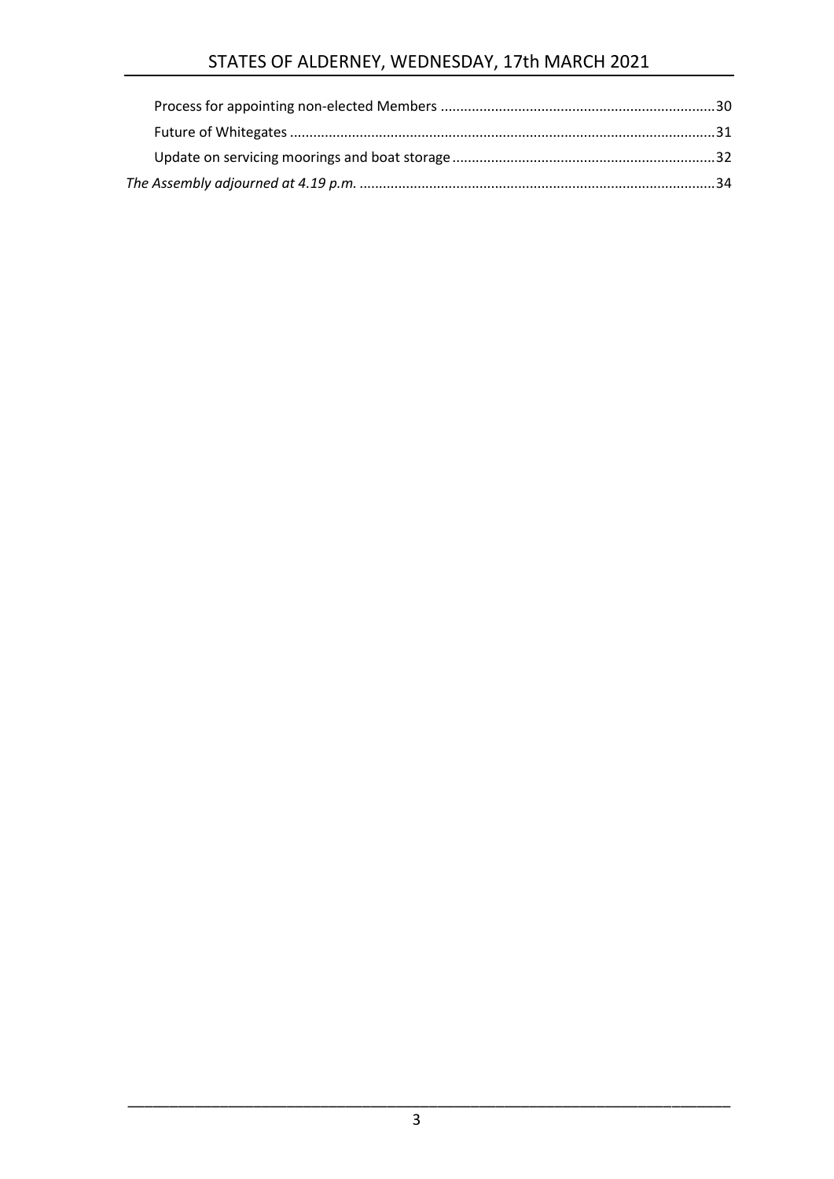Process for appointing non-elected Members ....................................................................30

Future of Whitegates ............................................................................................................31

Update on servicing moorings and boat storage ..................................................................32

*The Assembly adjourned at 4.19 p.m.* ...........................................................................................34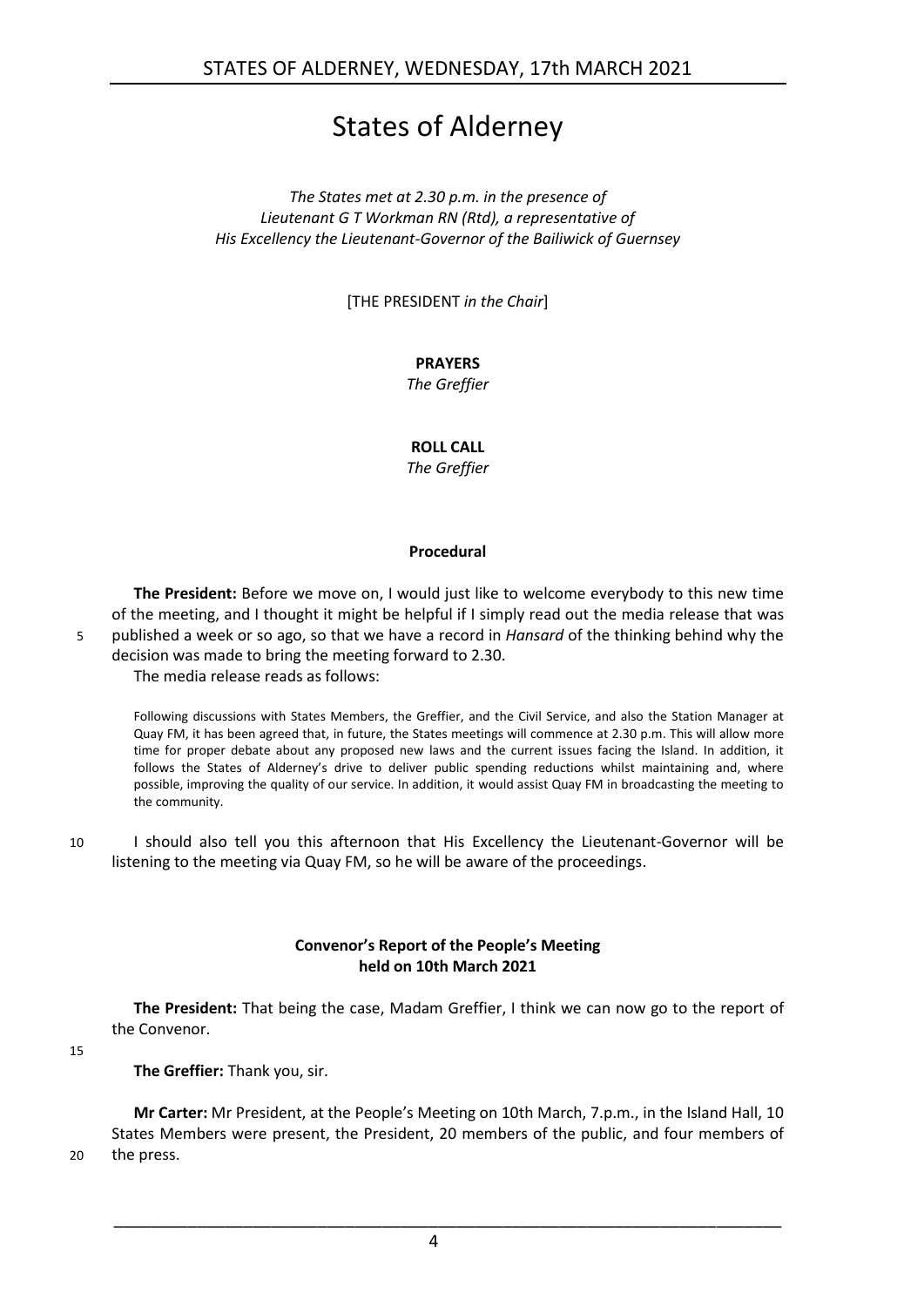# States of Alderney

*The States met at 2.30 p.m. in the presence of Lieutenant G T Workman RN (Rtd), a representative of His Excellency the Lieutenant-Governor of the Bailiwick of Guernsey*

[THE PRESIDENT *in the Chair*]

**PRAYERS**
*The Greffier*

**ROLL CALL**
*The Greffier*

### Procedural

**The President:** Before we move on, I would just like to welcome everybody to this new time of the meeting, and I thought it might be helpful if I simply read out the media release that was published a week or so ago, so that we have a record in *Hansard* of the thinking behind why the decision was made to bring the meeting forward to 2.30.

The media release reads as follows:

> Following discussions with States Members, the Greffier, and the Civil Service, and also the Station Manager at Quay FM, it has been agreed that, in future, the States meetings will commence at 2.30 p.m. This will allow more time for proper debate about any proposed new laws and the current issues facing the Island. In addition, it follows the States of Alderney's drive to deliver public spending reductions whilst maintaining and, where possible, improving the quality of our service. In addition, it would assist Quay FM in broadcasting the meeting to the community.

I should also tell you this afternoon that His Excellency the Lieutenant-Governor will be listening to the meeting via Quay FM, so he will be aware of the proceedings.

### Convenor's Report of the People's Meeting held on 10th March 2021

**The President:** That being the case, Madam Greffier, I think we can now go to the report of the Convenor.

**The Greffier:** Thank you, sir.

**Mr Carter:** Mr President, at the People's Meeting on 10th March, 7.p.m., in the Island Hall, 10 States Members were present, the President, 20 members of the public, and four members of the press.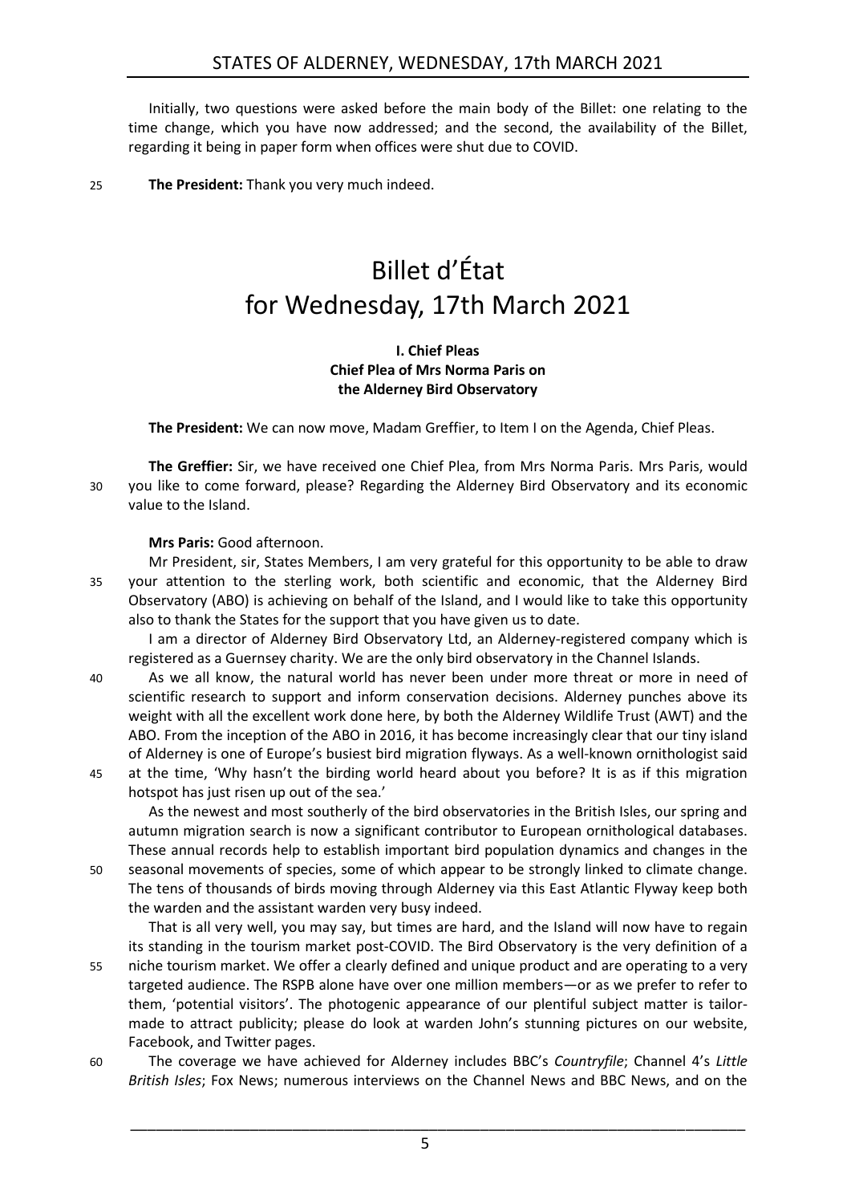Initially, two questions were asked before the main body of the Billet: one relating to the time change, which you have now addressed; and the second, the availability of the Billet, regarding it being in paper form when offices were shut due to COVID.

**The President:** Thank you very much indeed.

# Billet d'État for Wednesday, 17th March 2021

### I. Chief Pleas
### Chief Plea of Mrs Norma Paris on the Alderney Bird Observatory

**The President:** We can now move, Madam Greffier, to Item I on the Agenda, Chief Pleas.

**The Greffier:** Sir, we have received one Chief Plea, from Mrs Norma Paris. Mrs Paris, would you like to come forward, please? Regarding the Alderney Bird Observatory and its economic value to the Island.

**Mrs Paris:** Good afternoon.

Mr President, sir, States Members, I am very grateful for this opportunity to be able to draw your attention to the sterling work, both scientific and economic, that the Alderney Bird Observatory (ABO) is achieving on behalf of the Island, and I would like to take this opportunity also to thank the States for the support that you have given us to date.

I am a director of Alderney Bird Observatory Ltd, an Alderney-registered company which is registered as a Guernsey charity. We are the only bird observatory in the Channel Islands.

As we all know, the natural world has never been under more threat or more in need of scientific research to support and inform conservation decisions. Alderney punches above its weight with all the excellent work done here, by both the Alderney Wildlife Trust (AWT) and the ABO. From the inception of the ABO in 2016, it has become increasingly clear that our tiny island of Alderney is one of Europe's busiest bird migration flyways. As a well-known ornithologist said at the time, 'Why hasn't the birding world heard about you before? It is as if this migration hotspot has just risen up out of the sea.'

As the newest and most southerly of the bird observatories in the British Isles, our spring and autumn migration search is now a significant contributor to European ornithological databases. These annual records help to establish important bird population dynamics and changes in the seasonal movements of species, some of which appear to be strongly linked to climate change. The tens of thousands of birds moving through Alderney via this East Atlantic Flyway keep both the warden and the assistant warden very busy indeed.

That is all very well, you may say, but times are hard, and the Island will now have to regain its standing in the tourism market post-COVID. The Bird Observatory is the very definition of a niche tourism market. We offer a clearly defined and unique product and are operating to a very targeted audience. The RSPB alone have over one million members—or as we prefer to refer to them, 'potential visitors'. The photogenic appearance of our plentiful subject matter is tailor-made to attract publicity; please do look at warden John's stunning pictures on our website, Facebook, and Twitter pages.

The coverage we have achieved for Alderney includes BBC's *Countryfile*; Channel 4's *Little British Isles*; Fox News; numerous interviews on the Channel News and BBC News, and on the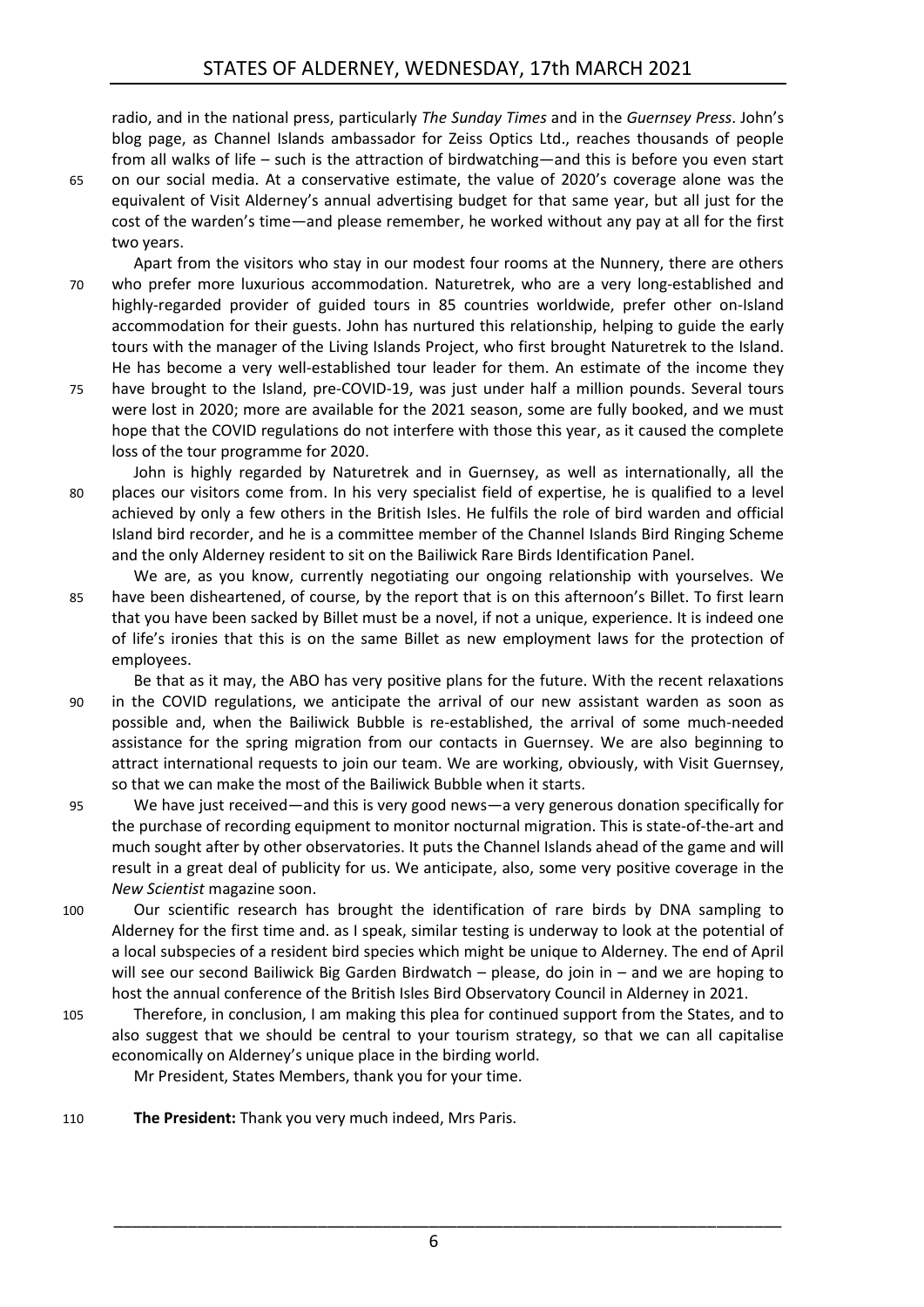radio, and in the national press, particularly *The Sunday Times* and in the *Guernsey Press*. John's blog page, as Channel Islands ambassador for Zeiss Optics Ltd., reaches thousands of people from all walks of life – such is the attraction of birdwatching—and this is before you even start on our social media. At a conservative estimate, the value of 2020's coverage alone was the equivalent of Visit Alderney's annual advertising budget for that same year, but all just for the cost of the warden's time—and please remember, he worked without any pay at all for the first two years.

Apart from the visitors who stay in our modest four rooms at the Nunnery, there are others who prefer more luxurious accommodation. Naturetrek, who are a very long-established and highly-regarded provider of guided tours in 85 countries worldwide, prefer other on-Island accommodation for their guests. John has nurtured this relationship, helping to guide the early tours with the manager of the Living Islands Project, who first brought Naturetrek to the Island. He has become a very well-established tour leader for them. An estimate of the income they have brought to the Island, pre-COVID-19, was just under half a million pounds. Several tours were lost in 2020; more are available for the 2021 season, some are fully booked, and we must hope that the COVID regulations do not interfere with those this year, as it caused the complete loss of the tour programme for 2020.

John is highly regarded by Naturetrek and in Guernsey, as well as internationally, all the places our visitors come from. In his very specialist field of expertise, he is qualified to a level achieved by only a few others in the British Isles. He fulfils the role of bird warden and official Island bird recorder, and he is a committee member of the Channel Islands Bird Ringing Scheme and the only Alderney resident to sit on the Bailiwick Rare Birds Identification Panel.

We are, as you know, currently negotiating our ongoing relationship with yourselves. We have been disheartened, of course, by the report that is on this afternoon's Billet. To first learn that you have been sacked by Billet must be a novel, if not a unique, experience. It is indeed one of life's ironies that this is on the same Billet as new employment laws for the protection of employees.

Be that as it may, the ABO has very positive plans for the future. With the recent relaxations in the COVID regulations, we anticipate the arrival of our new assistant warden as soon as possible and, when the Bailiwick Bubble is re-established, the arrival of some much-needed assistance for the spring migration from our contacts in Guernsey. We are also beginning to attract international requests to join our team. We are working, obviously, with Visit Guernsey, so that we can make the most of the Bailiwick Bubble when it starts.

We have just received—and this is very good news—a very generous donation specifically for the purchase of recording equipment to monitor nocturnal migration. This is state-of-the-art and much sought after by other observatories. It puts the Channel Islands ahead of the game and will result in a great deal of publicity for us. We anticipate, also, some very positive coverage in the *New Scientist* magazine soon.

Our scientific research has brought the identification of rare birds by DNA sampling to Alderney for the first time and. as I speak, similar testing is underway to look at the potential of a local subspecies of a resident bird species which might be unique to Alderney. The end of April will see our second Bailiwick Big Garden Birdwatch – please, do join in – and we are hoping to host the annual conference of the British Isles Bird Observatory Council in Alderney in 2021.

Therefore, in conclusion, I am making this plea for continued support from the States, and to also suggest that we should be central to your tourism strategy, so that we can all capitalise economically on Alderney's unique place in the birding world.

Mr President, States Members, thank you for your time.

**The President:** Thank you very much indeed, Mrs Paris.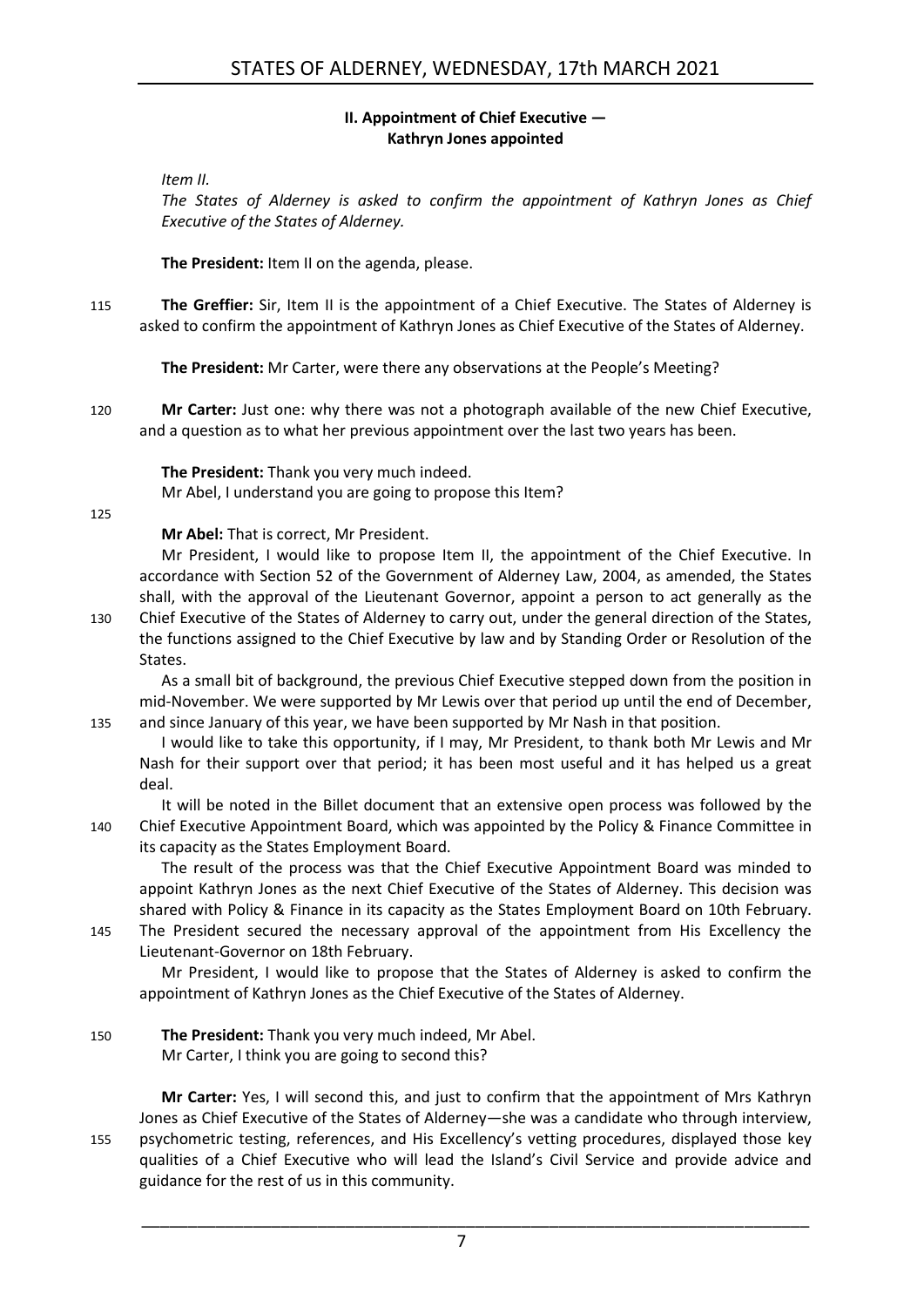### II. Appointment of Chief Executive — Kathryn Jones appointed

*Item II.*

*The States of Alderney is asked to confirm the appointment of Kathryn Jones as Chief Executive of the States of Alderney.*

**The President:** Item II on the agenda, please.

**The Greffier:** Sir, Item II is the appointment of a Chief Executive. The States of Alderney is asked to confirm the appointment of Kathryn Jones as Chief Executive of the States of Alderney.

**The President:** Mr Carter, were there any observations at the People's Meeting?

**Mr Carter:** Just one: why there was not a photograph available of the new Chief Executive, and a question as to what her previous appointment over the last two years has been.

**The President:** Thank you very much indeed.

Mr Abel, I understand you are going to propose this Item?

**Mr Abel:** That is correct, Mr President.

Mr President, I would like to propose Item II, the appointment of the Chief Executive. In accordance with Section 52 of the Government of Alderney Law, 2004, as amended, the States shall, with the approval of the Lieutenant Governor, appoint a person to act generally as the Chief Executive of the States of Alderney to carry out, under the general direction of the States, the functions assigned to the Chief Executive by law and by Standing Order or Resolution of the States.

As a small bit of background, the previous Chief Executive stepped down from the position in mid-November. We were supported by Mr Lewis over that period up until the end of December, and since January of this year, we have been supported by Mr Nash in that position.

I would like to take this opportunity, if I may, Mr President, to thank both Mr Lewis and Mr Nash for their support over that period; it has been most useful and it has helped us a great deal.

It will be noted in the Billet document that an extensive open process was followed by the Chief Executive Appointment Board, which was appointed by the Policy & Finance Committee in its capacity as the States Employment Board.

The result of the process was that the Chief Executive Appointment Board was minded to appoint Kathryn Jones as the next Chief Executive of the States of Alderney. This decision was shared with Policy & Finance in its capacity as the States Employment Board on 10th February. The President secured the necessary approval of the appointment from His Excellency the Lieutenant-Governor on 18th February.

Mr President, I would like to propose that the States of Alderney is asked to confirm the appointment of Kathryn Jones as the Chief Executive of the States of Alderney.

**The President:** Thank you very much indeed, Mr Abel.

Mr Carter, I think you are going to second this?

**Mr Carter:** Yes, I will second this, and just to confirm that the appointment of Mrs Kathryn Jones as Chief Executive of the States of Alderney—she was a candidate who through interview, psychometric testing, references, and His Excellency's vetting procedures, displayed those key qualities of a Chief Executive who will lead the Island's Civil Service and provide advice and guidance for the rest of us in this community.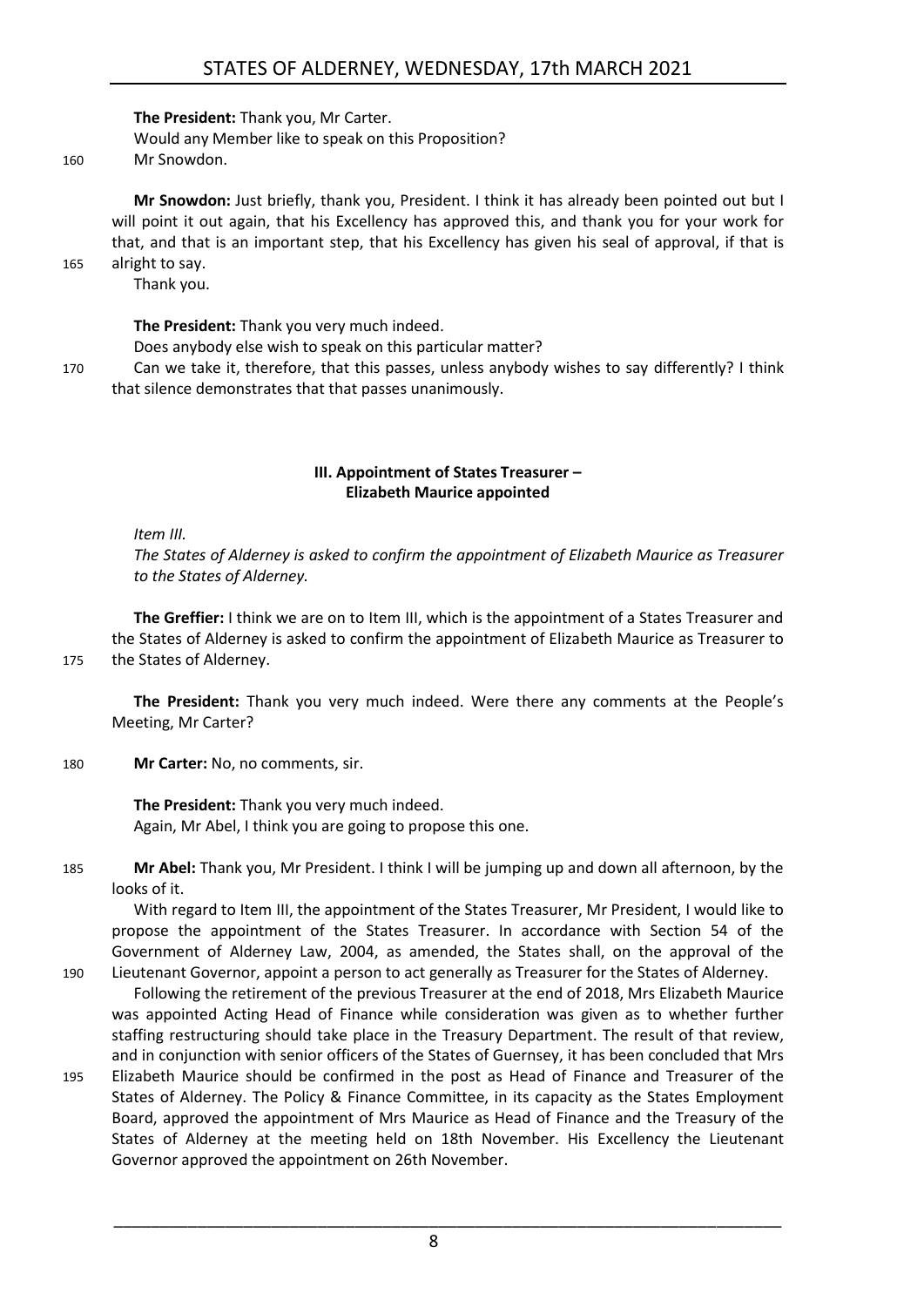**The President:** Thank you, Mr Carter.

Would any Member like to speak on this Proposition?

Mr Snowdon.

**Mr Snowdon:** Just briefly, thank you, President. I think it has already been pointed out but I will point it out again, that his Excellency has approved this, and thank you for your work for that, and that is an important step, that his Excellency has given his seal of approval, if that is alright to say.

Thank you.

**The President:** Thank you very much indeed.

Does anybody else wish to speak on this particular matter?

Can we take it, therefore, that this passes, unless anybody wishes to say differently? I think that silence demonstrates that that passes unanimously.

### III. Appointment of States Treasurer – Elizabeth Maurice appointed

*Item III.*

*The States of Alderney is asked to confirm the appointment of Elizabeth Maurice as Treasurer to the States of Alderney.*

**The Greffier:** I think we are on to Item III, which is the appointment of a States Treasurer and the States of Alderney is asked to confirm the appointment of Elizabeth Maurice as Treasurer to the States of Alderney.

**The President:** Thank you very much indeed. Were there any comments at the People's Meeting, Mr Carter?

**Mr Carter:** No, no comments, sir.

**The President:** Thank you very much indeed.

Again, Mr Abel, I think you are going to propose this one.

**Mr Abel:** Thank you, Mr President. I think I will be jumping up and down all afternoon, by the looks of it.

With regard to Item III, the appointment of the States Treasurer, Mr President, I would like to propose the appointment of the States Treasurer. In accordance with Section 54 of the Government of Alderney Law, 2004, as amended, the States shall, on the approval of the Lieutenant Governor, appoint a person to act generally as Treasurer for the States of Alderney.

Following the retirement of the previous Treasurer at the end of 2018, Mrs Elizabeth Maurice was appointed Acting Head of Finance while consideration was given as to whether further staffing restructuring should take place in the Treasury Department. The result of that review, and in conjunction with senior officers of the States of Guernsey, it has been concluded that Mrs Elizabeth Maurice should be confirmed in the post as Head of Finance and Treasurer of the States of Alderney. The Policy & Finance Committee, in its capacity as the States Employment Board, approved the appointment of Mrs Maurice as Head of Finance and the Treasury of the States of Alderney at the meeting held on 18th November. His Excellency the Lieutenant Governor approved the appointment on 26th November.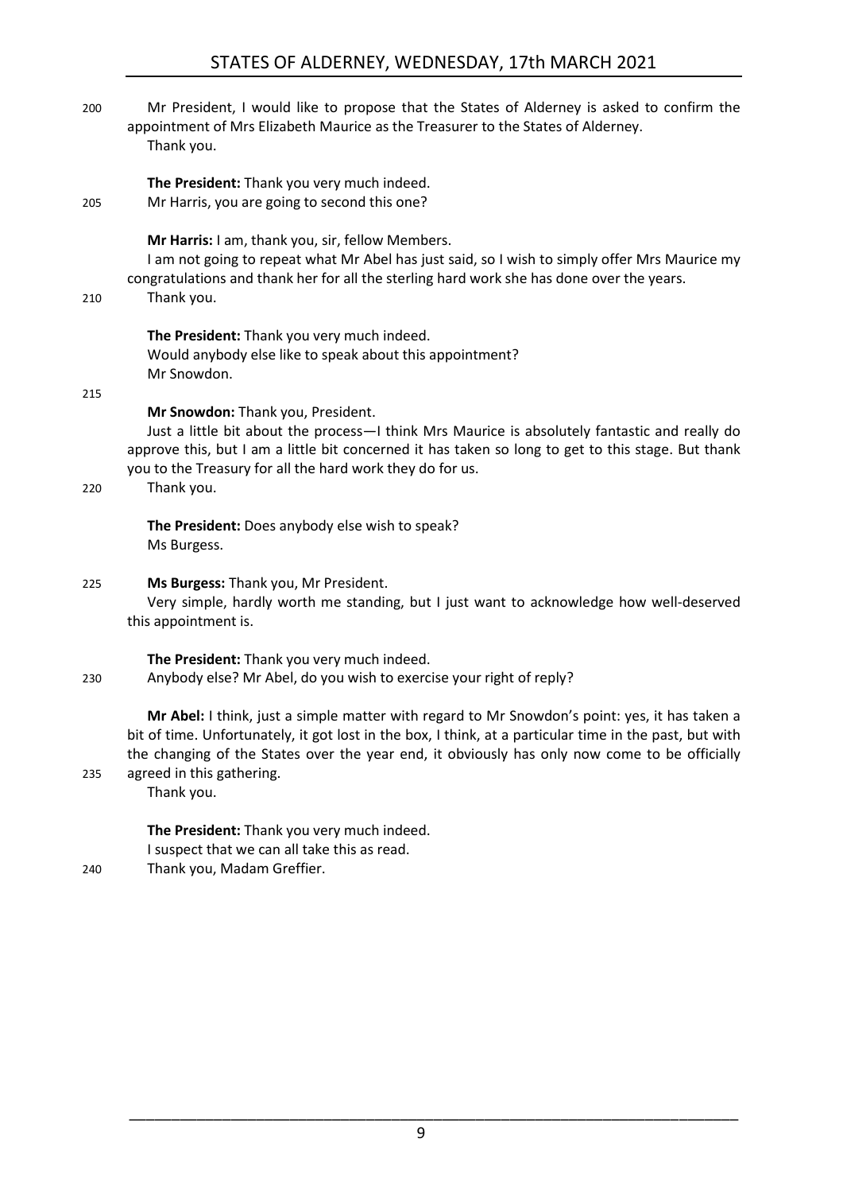Mr President, I would like to propose that the States of Alderney is asked to confirm the appointment of Mrs Elizabeth Maurice as the Treasurer to the States of Alderney.

Thank you.

**The President:** Thank you very much indeed.

Mr Harris, you are going to second this one?

**Mr Harris:** I am, thank you, sir, fellow Members.

I am not going to repeat what Mr Abel has just said, so I wish to simply offer Mrs Maurice my congratulations and thank her for all the sterling hard work she has done over the years.

Thank you.

**The President:** Thank you very much indeed.

Would anybody else like to speak about this appointment?

Mr Snowdon.

**Mr Snowdon:** Thank you, President.

Just a little bit about the process—I think Mrs Maurice is absolutely fantastic and really do approve this, but I am a little bit concerned it has taken so long to get to this stage. But thank you to the Treasury for all the hard work they do for us.

Thank you.

**The President:** Does anybody else wish to speak?

Ms Burgess.

**Ms Burgess:** Thank you, Mr President.

Very simple, hardly worth me standing, but I just want to acknowledge how well-deserved this appointment is.

**The President:** Thank you very much indeed.

Anybody else? Mr Abel, do you wish to exercise your right of reply?

**Mr Abel:** I think, just a simple matter with regard to Mr Snowdon's point: yes, it has taken a bit of time. Unfortunately, it got lost in the box, I think, at a particular time in the past, but with the changing of the States over the year end, it obviously has only now come to be officially agreed in this gathering.

Thank you.

**The President:** Thank you very much indeed.

I suspect that we can all take this as read.

Thank you, Madam Greffier.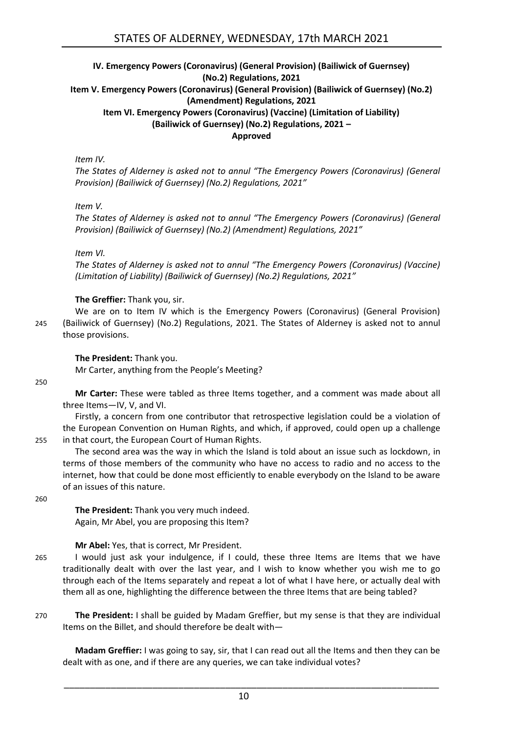**IV. Emergency Powers (Coronavirus) (General Provision) (Bailiwick of Guernsey) (No.2) Regulations, 2021**
**Item V. Emergency Powers (Coronavirus) (General Provision) (Bailiwick of Guernsey) (No.2) (Amendment) Regulations, 2021**
**Item VI. Emergency Powers (Coronavirus) (Vaccine) (Limitation of Liability) (Bailiwick of Guernsey) (No.2) Regulations, 2021 –**
**Approved**

*Item IV.*

*The States of Alderney is asked not to annul "The Emergency Powers (Coronavirus) (General Provision) (Bailiwick of Guernsey) (No.2) Regulations, 2021"*

*Item V.*

*The States of Alderney is asked not to annul "The Emergency Powers (Coronavirus) (General Provision) (Bailiwick of Guernsey) (No.2) (Amendment) Regulations, 2021"*

*Item VI.*

*The States of Alderney is asked not to annul "The Emergency Powers (Coronavirus) (Vaccine) (Limitation of Liability) (Bailiwick of Guernsey) (No.2) Regulations, 2021"*

**The Greffier:** Thank you, sir.

We are on to Item IV which is the Emergency Powers (Coronavirus) (General Provision) (Bailiwick of Guernsey) (No.2) Regulations, 2021. The States of Alderney is asked not to annul those provisions.

**The President:** Thank you.

Mr Carter, anything from the People's Meeting?

**Mr Carter:** These were tabled as three Items together, and a comment was made about all three Items—IV, V, and VI.

Firstly, a concern from one contributor that retrospective legislation could be a violation of the European Convention on Human Rights, and which, if approved, could open up a challenge in that court, the European Court of Human Rights.

The second area was the way in which the Island is told about an issue such as lockdown, in terms of those members of the community who have no access to radio and no access to the internet, how that could be done most efficiently to enable everybody on the Island to be aware of an issues of this nature.

**The President:** Thank you very much indeed.

Again, Mr Abel, you are proposing this Item?

**Mr Abel:** Yes, that is correct, Mr President.

I would just ask your indulgence, if I could, these three Items are Items that we have traditionally dealt with over the last year, and I wish to know whether you wish me to go through each of the Items separately and repeat a lot of what I have here, or actually deal with them all as one, highlighting the difference between the three Items that are being tabled?

**The President:** I shall be guided by Madam Greffier, but my sense is that they are individual Items on the Billet, and should therefore be dealt with—

**Madam Greffier:** I was going to say, sir, that I can read out all the Items and then they can be dealt with as one, and if there are any queries, we can take individual votes?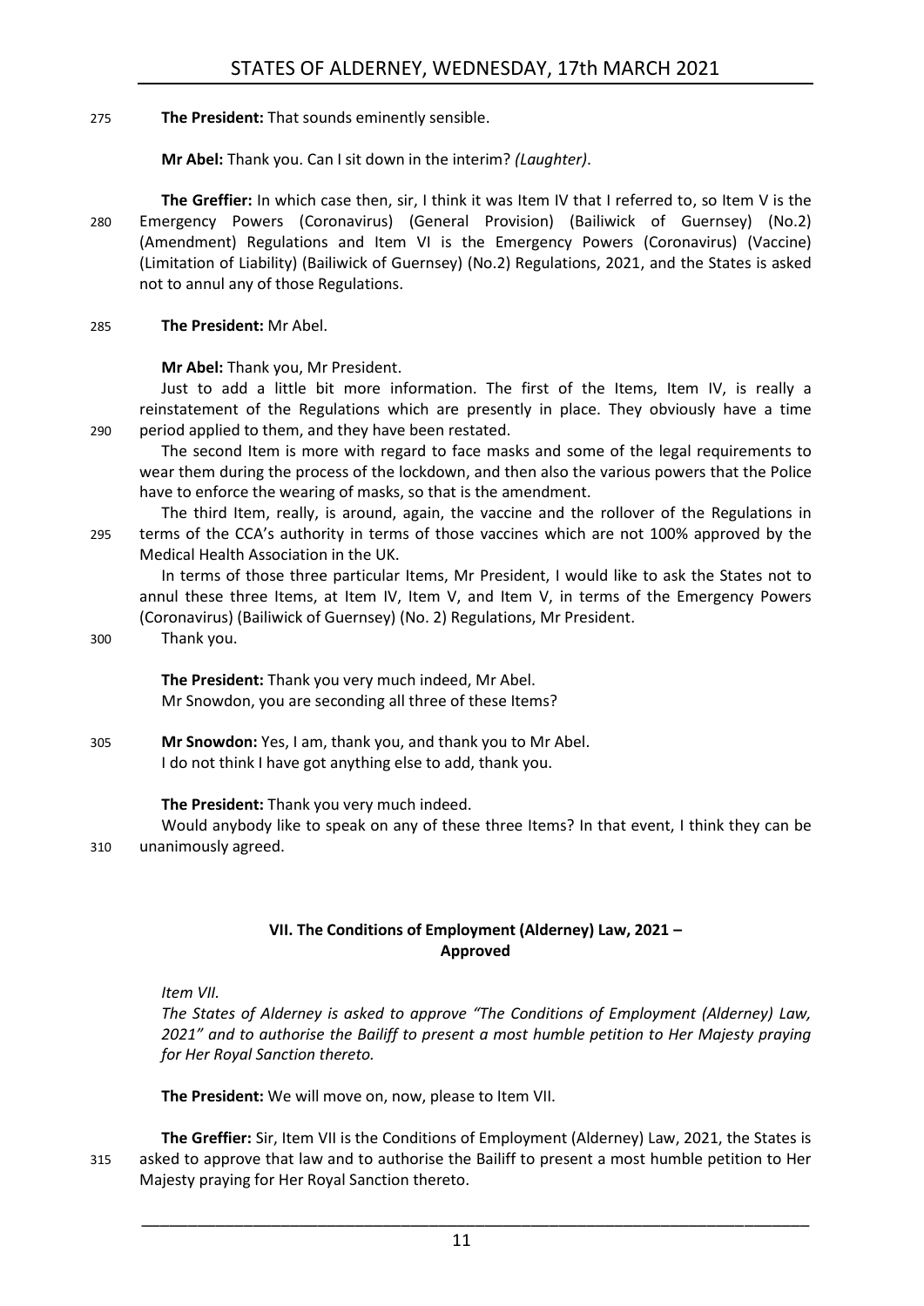**The President:** That sounds eminently sensible.

**Mr Abel:** Thank you. Can I sit down in the interim? *(Laughter)*.

**The Greffier:** In which case then, sir, I think it was Item IV that I referred to, so Item V is the Emergency Powers (Coronavirus) (General Provision) (Bailiwick of Guernsey) (No.2) (Amendment) Regulations and Item VI is the Emergency Powers (Coronavirus) (Vaccine) (Limitation of Liability) (Bailiwick of Guernsey) (No.2) Regulations, 2021, and the States is asked not to annul any of those Regulations.

**The President:** Mr Abel.

**Mr Abel:** Thank you, Mr President.

Just to add a little bit more information. The first of the Items, Item IV, is really a reinstatement of the Regulations which are presently in place. They obviously have a time period applied to them, and they have been restated.

The second Item is more with regard to face masks and some of the legal requirements to wear them during the process of the lockdown, and then also the various powers that the Police have to enforce the wearing of masks, so that is the amendment.

The third Item, really, is around, again, the vaccine and the rollover of the Regulations in terms of the CCA's authority in terms of those vaccines which are not 100% approved by the Medical Health Association in the UK.

In terms of those three particular Items, Mr President, I would like to ask the States not to annul these three Items, at Item IV, Item V, and Item V, in terms of the Emergency Powers (Coronavirus) (Bailiwick of Guernsey) (No. 2) Regulations, Mr President.

Thank you.

**The President:** Thank you very much indeed, Mr Abel.

Mr Snowdon, you are seconding all three of these Items?

**Mr Snowdon:** Yes, I am, thank you, and thank you to Mr Abel.

I do not think I have got anything else to add, thank you.

**The President:** Thank you very much indeed.

Would anybody like to speak on any of these three Items? In that event, I think they can be unanimously agreed.

## VII. The Conditions of Employment (Alderney) Law, 2021 – Approved

*Item VII.*

*The States of Alderney is asked to approve "The Conditions of Employment (Alderney) Law, 2021" and to authorise the Bailiff to present a most humble petition to Her Majesty praying for Her Royal Sanction thereto.*

**The President:** We will move on, now, please to Item VII.

**The Greffier:** Sir, Item VII is the Conditions of Employment (Alderney) Law, 2021, the States is asked to approve that law and to authorise the Bailiff to present a most humble petition to Her Majesty praying for Her Royal Sanction thereto.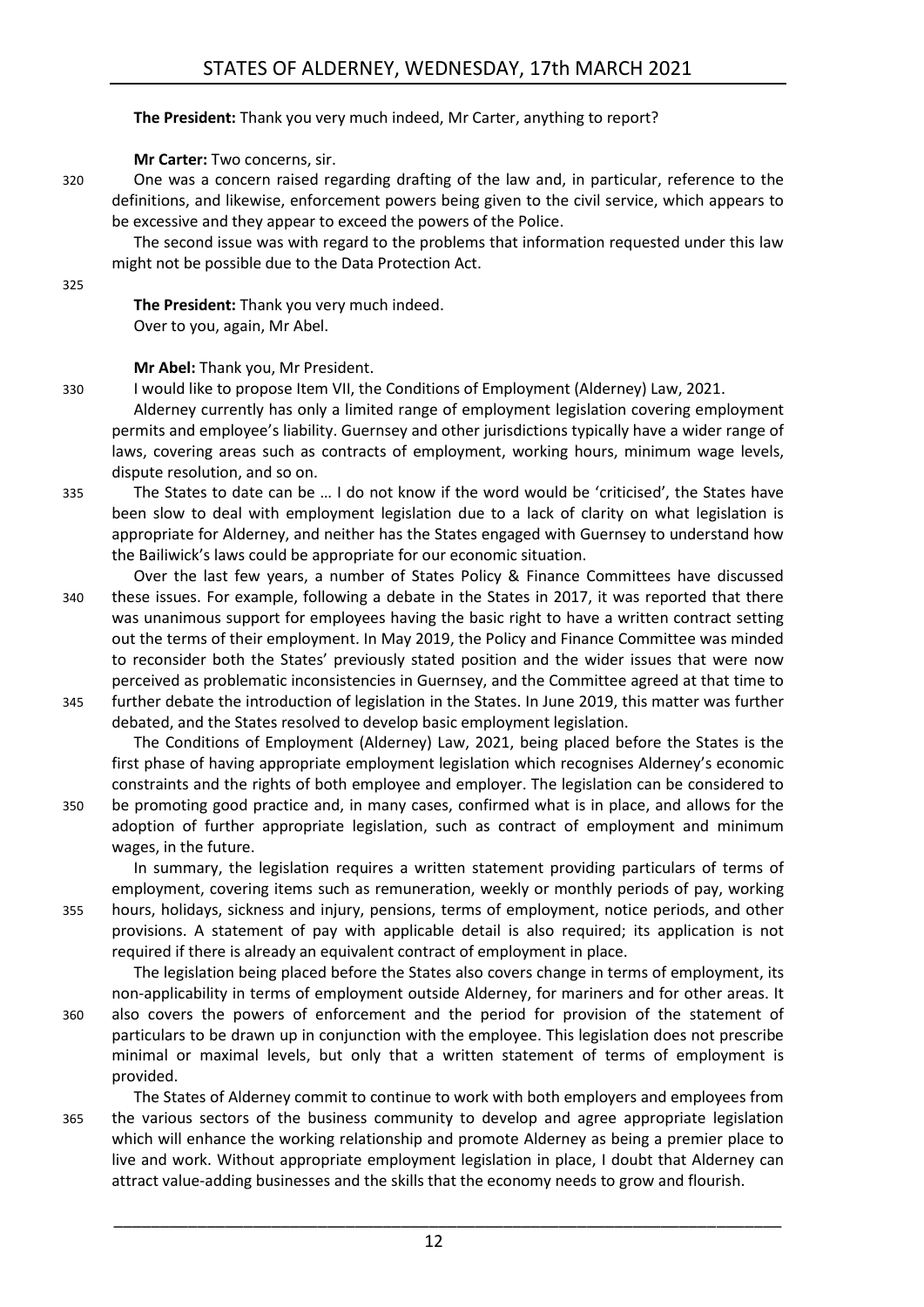**The President:** Thank you very much indeed, Mr Carter, anything to report?

**Mr Carter:** Two concerns, sir.

One was a concern raised regarding drafting of the law and, in particular, reference to the definitions, and likewise, enforcement powers being given to the civil service, which appears to be excessive and they appear to exceed the powers of the Police.

The second issue was with regard to the problems that information requested under this law might not be possible due to the Data Protection Act.

**The President:** Thank you very much indeed.
Over to you, again, Mr Abel.

**Mr Abel:** Thank you, Mr President.

I would like to propose Item VII, the Conditions of Employment (Alderney) Law, 2021.

Alderney currently has only a limited range of employment legislation covering employment permits and employee's liability. Guernsey and other jurisdictions typically have a wider range of laws, covering areas such as contracts of employment, working hours, minimum wage levels, dispute resolution, and so on.

The States to date can be … I do not know if the word would be 'criticised', the States have been slow to deal with employment legislation due to a lack of clarity on what legislation is appropriate for Alderney, and neither has the States engaged with Guernsey to understand how the Bailiwick's laws could be appropriate for our economic situation.

Over the last few years, a number of States Policy & Finance Committees have discussed these issues. For example, following a debate in the States in 2017, it was reported that there was unanimous support for employees having the basic right to have a written contract setting out the terms of their employment. In May 2019, the Policy and Finance Committee was minded to reconsider both the States' previously stated position and the wider issues that were now perceived as problematic inconsistencies in Guernsey, and the Committee agreed at that time to further debate the introduction of legislation in the States. In June 2019, this matter was further debated, and the States resolved to develop basic employment legislation.

The Conditions of Employment (Alderney) Law, 2021, being placed before the States is the first phase of having appropriate employment legislation which recognises Alderney's economic constraints and the rights of both employee and employer. The legislation can be considered to be promoting good practice and, in many cases, confirmed what is in place, and allows for the adoption of further appropriate legislation, such as contract of employment and minimum wages, in the future.

In summary, the legislation requires a written statement providing particulars of terms of employment, covering items such as remuneration, weekly or monthly periods of pay, working hours, holidays, sickness and injury, pensions, terms of employment, notice periods, and other provisions. A statement of pay with applicable detail is also required; its application is not required if there is already an equivalent contract of employment in place.

The legislation being placed before the States also covers change in terms of employment, its non-applicability in terms of employment outside Alderney, for mariners and for other areas. It also covers the powers of enforcement and the period for provision of the statement of particulars to be drawn up in conjunction with the employee. This legislation does not prescribe minimal or maximal levels, but only that a written statement of terms of employment is provided.

The States of Alderney commit to continue to work with both employers and employees from the various sectors of the business community to develop and agree appropriate legislation which will enhance the working relationship and promote Alderney as being a premier place to live and work. Without appropriate employment legislation in place, I doubt that Alderney can attract value-adding businesses and the skills that the economy needs to grow and flourish.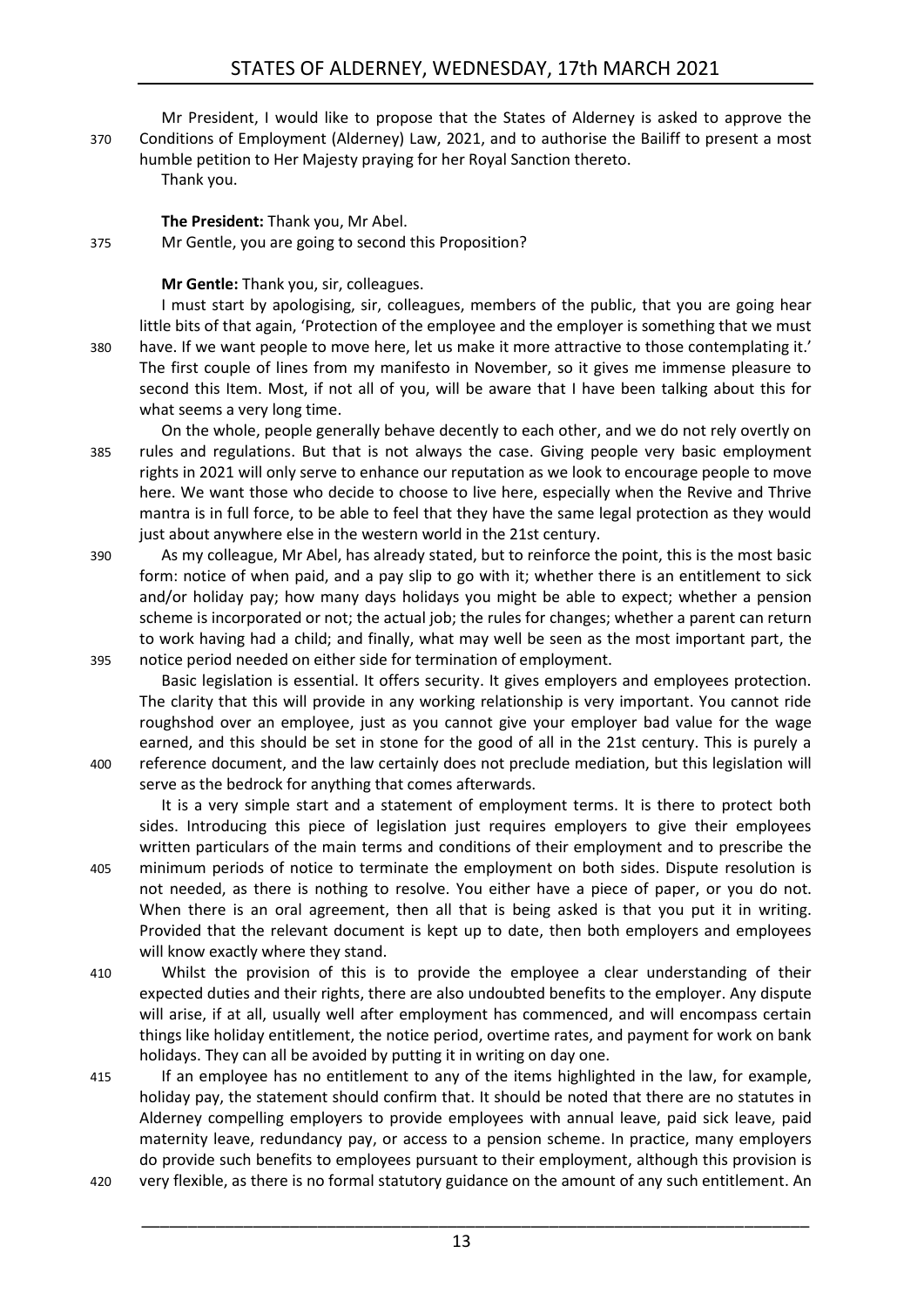Mr President, I would like to propose that the States of Alderney is asked to approve the Conditions of Employment (Alderney) Law, 2021, and to authorise the Bailiff to present a most humble petition to Her Majesty praying for her Royal Sanction thereto.

Thank you.

**The President:** Thank you, Mr Abel.

Mr Gentle, you are going to second this Proposition?

**Mr Gentle:** Thank you, sir, colleagues.

I must start by apologising, sir, colleagues, members of the public, that you are going hear little bits of that again, 'Protection of the employee and the employer is something that we must have. If we want people to move here, let us make it more attractive to those contemplating it.' The first couple of lines from my manifesto in November, so it gives me immense pleasure to second this Item. Most, if not all of you, will be aware that I have been talking about this for what seems a very long time.

On the whole, people generally behave decently to each other, and we do not rely overtly on rules and regulations. But that is not always the case. Giving people very basic employment rights in 2021 will only serve to enhance our reputation as we look to encourage people to move here. We want those who decide to choose to live here, especially when the Revive and Thrive mantra is in full force, to be able to feel that they have the same legal protection as they would just about anywhere else in the western world in the 21st century.

As my colleague, Mr Abel, has already stated, but to reinforce the point, this is the most basic form: notice of when paid, and a pay slip to go with it; whether there is an entitlement to sick and/or holiday pay; how many days holidays you might be able to expect; whether a pension scheme is incorporated or not; the actual job; the rules for changes; whether a parent can return to work having had a child; and finally, what may well be seen as the most important part, the notice period needed on either side for termination of employment.

Basic legislation is essential. It offers security. It gives employers and employees protection. The clarity that this will provide in any working relationship is very important. You cannot ride roughshod over an employee, just as you cannot give your employer bad value for the wage earned, and this should be set in stone for the good of all in the 21st century. This is purely a reference document, and the law certainly does not preclude mediation, but this legislation will serve as the bedrock for anything that comes afterwards.

It is a very simple start and a statement of employment terms. It is there to protect both sides. Introducing this piece of legislation just requires employers to give their employees written particulars of the main terms and conditions of their employment and to prescribe the minimum periods of notice to terminate the employment on both sides. Dispute resolution is not needed, as there is nothing to resolve. You either have a piece of paper, or you do not. When there is an oral agreement, then all that is being asked is that you put it in writing. Provided that the relevant document is kept up to date, then both employers and employees will know exactly where they stand.

Whilst the provision of this is to provide the employee a clear understanding of their expected duties and their rights, there are also undoubted benefits to the employer. Any dispute will arise, if at all, usually well after employment has commenced, and will encompass certain things like holiday entitlement, the notice period, overtime rates, and payment for work on bank holidays. They can all be avoided by putting it in writing on day one.

If an employee has no entitlement to any of the items highlighted in the law, for example, holiday pay, the statement should confirm that. It should be noted that there are no statutes in Alderney compelling employers to provide employees with annual leave, paid sick leave, paid maternity leave, redundancy pay, or access to a pension scheme. In practice, many employers do provide such benefits to employees pursuant to their employment, although this provision is very flexible, as there is no formal statutory guidance on the amount of any such entitlement. An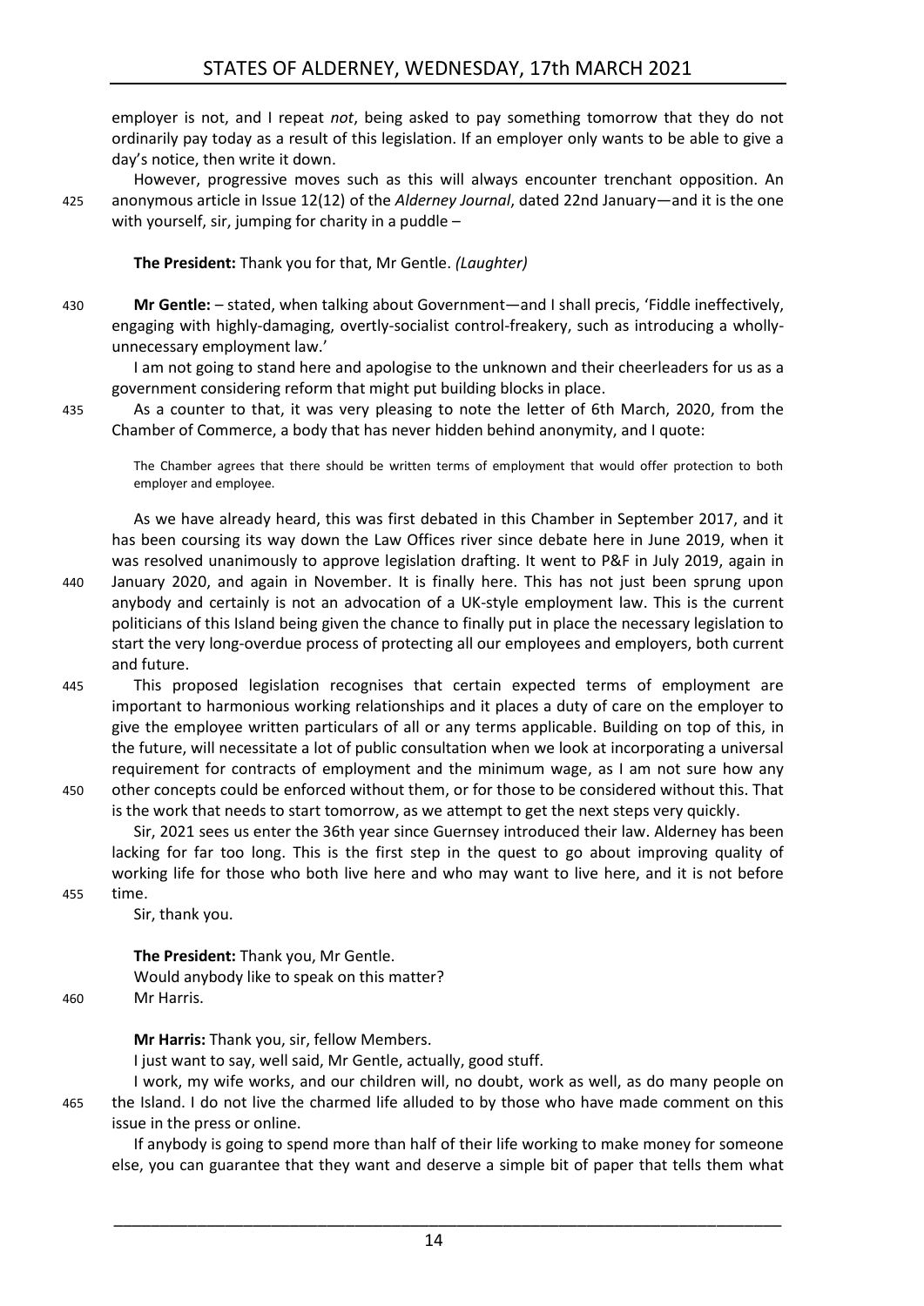employer is not, and I repeat *not*, being asked to pay something tomorrow that they do not ordinarily pay today as a result of this legislation. If an employer only wants to be able to give a day's notice, then write it down.

However, progressive moves such as this will always encounter trenchant opposition. An anonymous article in Issue 12(12) of the *Alderney Journal*, dated 22nd January—and it is the one with yourself, sir, jumping for charity in a puddle –

**The President:** Thank you for that, Mr Gentle. *(Laughter)*

**Mr Gentle:** – stated, when talking about Government—and I shall precis, 'Fiddle ineffectively, engaging with highly-damaging, overtly-socialist control-freakery, such as introducing a wholly-unnecessary employment law.'

I am not going to stand here and apologise to the unknown and their cheerleaders for us as a government considering reform that might put building blocks in place.

As a counter to that, it was very pleasing to note the letter of 6th March, 2020, from the Chamber of Commerce, a body that has never hidden behind anonymity, and I quote:

> The Chamber agrees that there should be written terms of employment that would offer protection to both employer and employee.

As we have already heard, this was first debated in this Chamber in September 2017, and it has been coursing its way down the Law Offices river since debate here in June 2019, when it was resolved unanimously to approve legislation drafting. It went to P&F in July 2019, again in January 2020, and again in November. It is finally here. This has not just been sprung upon anybody and certainly is not an advocation of a UK-style employment law. This is the current politicians of this Island being given the chance to finally put in place the necessary legislation to start the very long-overdue process of protecting all our employees and employers, both current and future.

This proposed legislation recognises that certain expected terms of employment are important to harmonious working relationships and it places a duty of care on the employer to give the employee written particulars of all or any terms applicable. Building on top of this, in the future, will necessitate a lot of public consultation when we look at incorporating a universal requirement for contracts of employment and the minimum wage, as I am not sure how any other concepts could be enforced without them, or for those to be considered without this. That is the work that needs to start tomorrow, as we attempt to get the next steps very quickly.

Sir, 2021 sees us enter the 36th year since Guernsey introduced their law. Alderney has been lacking for far too long. This is the first step in the quest to go about improving quality of working life for those who both live here and who may want to live here, and it is not before time.

Sir, thank you.

**The President:** Thank you, Mr Gentle.

Would anybody like to speak on this matter?

Mr Harris.

**Mr Harris:** Thank you, sir, fellow Members.

I just want to say, well said, Mr Gentle, actually, good stuff.

I work, my wife works, and our children will, no doubt, work as well, as do many people on the Island. I do not live the charmed life alluded to by those who have made comment on this issue in the press or online.

If anybody is going to spend more than half of their life working to make money for someone else, you can guarantee that they want and deserve a simple bit of paper that tells them what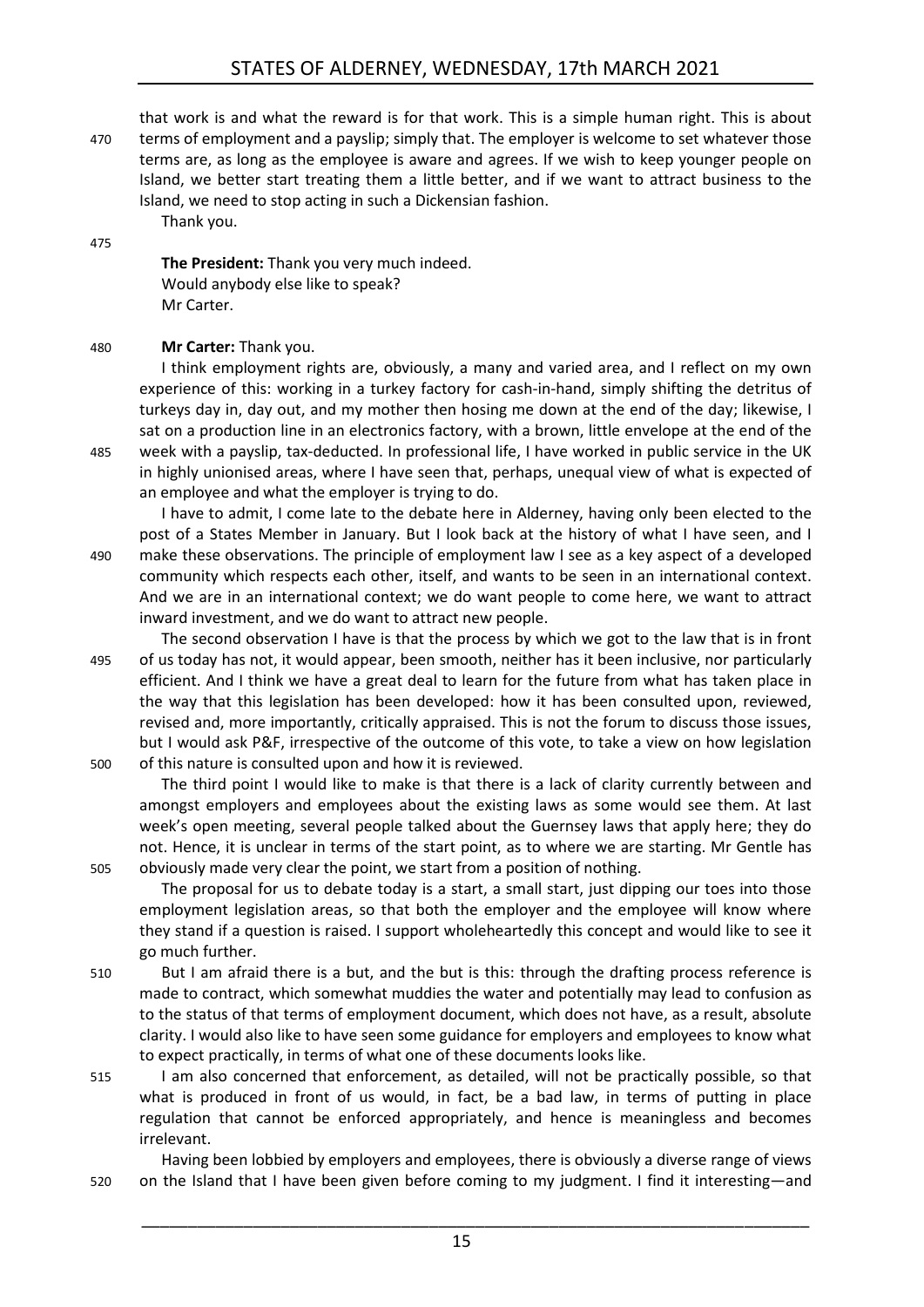that work is and what the reward is for that work. This is a simple human right. This is about terms of employment and a payslip; simply that. The employer is welcome to set whatever those terms are, as long as the employee is aware and agrees. If we wish to keep younger people on Island, we better start treating them a little better, and if we want to attract business to the Island, we need to stop acting in such a Dickensian fashion.

Thank you.

**The President:** Thank you very much indeed.

Would anybody else like to speak?

Mr Carter.

**Mr Carter:** Thank you.

I think employment rights are, obviously, a many and varied area, and I reflect on my own experience of this: working in a turkey factory for cash-in-hand, simply shifting the detritus of turkeys day in, day out, and my mother then hosing me down at the end of the day; likewise, I sat on a production line in an electronics factory, with a brown, little envelope at the end of the week with a payslip, tax-deducted. In professional life, I have worked in public service in the UK in highly unionised areas, where I have seen that, perhaps, unequal view of what is expected of an employee and what the employer is trying to do.

I have to admit, I come late to the debate here in Alderney, having only been elected to the post of a States Member in January. But I look back at the history of what I have seen, and I make these observations. The principle of employment law I see as a key aspect of a developed community which respects each other, itself, and wants to be seen in an international context. And we are in an international context; we do want people to come here, we want to attract inward investment, and we do want to attract new people.

The second observation I have is that the process by which we got to the law that is in front of us today has not, it would appear, been smooth, neither has it been inclusive, nor particularly efficient. And I think we have a great deal to learn for the future from what has taken place in the way that this legislation has been developed: how it has been consulted upon, reviewed, revised and, more importantly, critically appraised. This is not the forum to discuss those issues, but I would ask P&F, irrespective of the outcome of this vote, to take a view on how legislation of this nature is consulted upon and how it is reviewed.

The third point I would like to make is that there is a lack of clarity currently between and amongst employers and employees about the existing laws as some would see them. At last week's open meeting, several people talked about the Guernsey laws that apply here; they do not. Hence, it is unclear in terms of the start point, as to where we are starting. Mr Gentle has obviously made very clear the point, we start from a position of nothing.

The proposal for us to debate today is a start, a small start, just dipping our toes into those employment legislation areas, so that both the employer and the employee will know where they stand if a question is raised. I support wholeheartedly this concept and would like to see it go much further.

But I am afraid there is a but, and the but is this: through the drafting process reference is made to contract, which somewhat muddies the water and potentially may lead to confusion as to the status of that terms of employment document, which does not have, as a result, absolute clarity. I would also like to have seen some guidance for employers and employees to know what to expect practically, in terms of what one of these documents looks like.

I am also concerned that enforcement, as detailed, will not be practically possible, so that what is produced in front of us would, in fact, be a bad law, in terms of putting in place regulation that cannot be enforced appropriately, and hence is meaningless and becomes irrelevant.

Having been lobbied by employers and employees, there is obviously a diverse range of views on the Island that I have been given before coming to my judgment. I find it interesting—and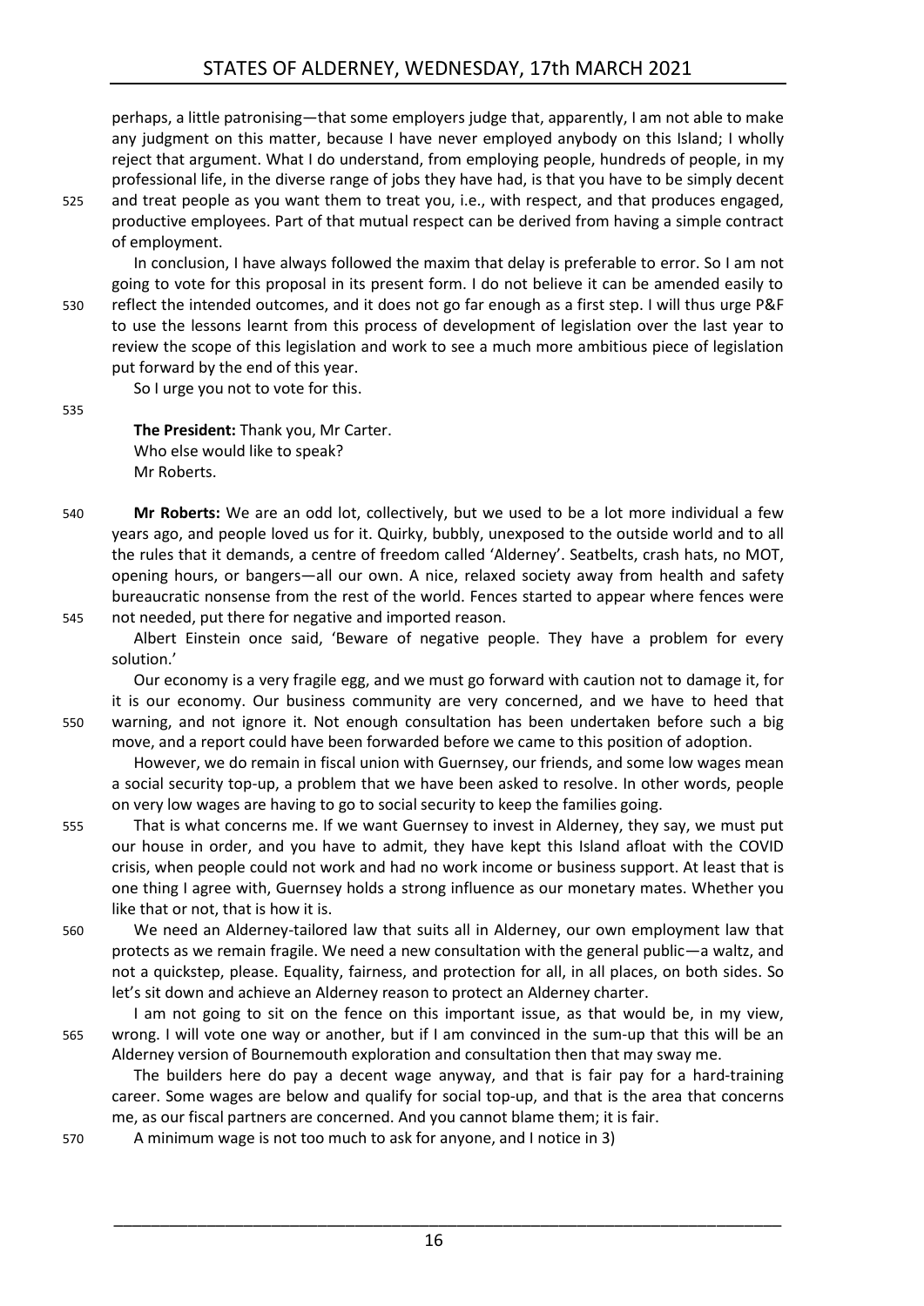perhaps, a little patronising—that some employers judge that, apparently, I am not able to make any judgment on this matter, because I have never employed anybody on this Island; I wholly reject that argument. What I do understand, from employing people, hundreds of people, in my professional life, in the diverse range of jobs they have had, is that you have to be simply decent and treat people as you want them to treat you, i.e., with respect, and that produces engaged, productive employees. Part of that mutual respect can be derived from having a simple contract of employment.

In conclusion, I have always followed the maxim that delay is preferable to error. So I am not going to vote for this proposal in its present form. I do not believe it can be amended easily to reflect the intended outcomes, and it does not go far enough as a first step. I will thus urge P&F to use the lessons learnt from this process of development of legislation over the last year to review the scope of this legislation and work to see a much more ambitious piece of legislation put forward by the end of this year.

So I urge you not to vote for this.

**The President:** Thank you, Mr Carter.
Who else would like to speak?
Mr Roberts.

**Mr Roberts:** We are an odd lot, collectively, but we used to be a lot more individual a few years ago, and people loved us for it. Quirky, bubbly, unexposed to the outside world and to all the rules that it demands, a centre of freedom called 'Alderney'. Seatbelts, crash hats, no MOT, opening hours, or bangers—all our own. A nice, relaxed society away from health and safety bureaucratic nonsense from the rest of the world. Fences started to appear where fences were not needed, put there for negative and imported reason.

Albert Einstein once said, 'Beware of negative people. They have a problem for every solution.'

Our economy is a very fragile egg, and we must go forward with caution not to damage it, for it is our economy. Our business community are very concerned, and we have to heed that warning, and not ignore it. Not enough consultation has been undertaken before such a big move, and a report could have been forwarded before we came to this position of adoption.

However, we do remain in fiscal union with Guernsey, our friends, and some low wages mean a social security top-up, a problem that we have been asked to resolve. In other words, people on very low wages are having to go to social security to keep the families going.

That is what concerns me. If we want Guernsey to invest in Alderney, they say, we must put our house in order, and you have to admit, they have kept this Island afloat with the COVID crisis, when people could not work and had no work income or business support. At least that is one thing I agree with, Guernsey holds a strong influence as our monetary mates. Whether you like that or not, that is how it is.

We need an Alderney-tailored law that suits all in Alderney, our own employment law that protects as we remain fragile. We need a new consultation with the general public—a waltz, and not a quickstep, please. Equality, fairness, and protection for all, in all places, on both sides. So let's sit down and achieve an Alderney reason to protect an Alderney charter.

I am not going to sit on the fence on this important issue, as that would be, in my view, wrong. I will vote one way or another, but if I am convinced in the sum-up that this will be an Alderney version of Bournemouth exploration and consultation then that may sway me.

The builders here do pay a decent wage anyway, and that is fair pay for a hard-training career. Some wages are below and qualify for social top-up, and that is the area that concerns me, as our fiscal partners are concerned. And you cannot blame them; it is fair.

A minimum wage is not too much to ask for anyone, and I notice in 3)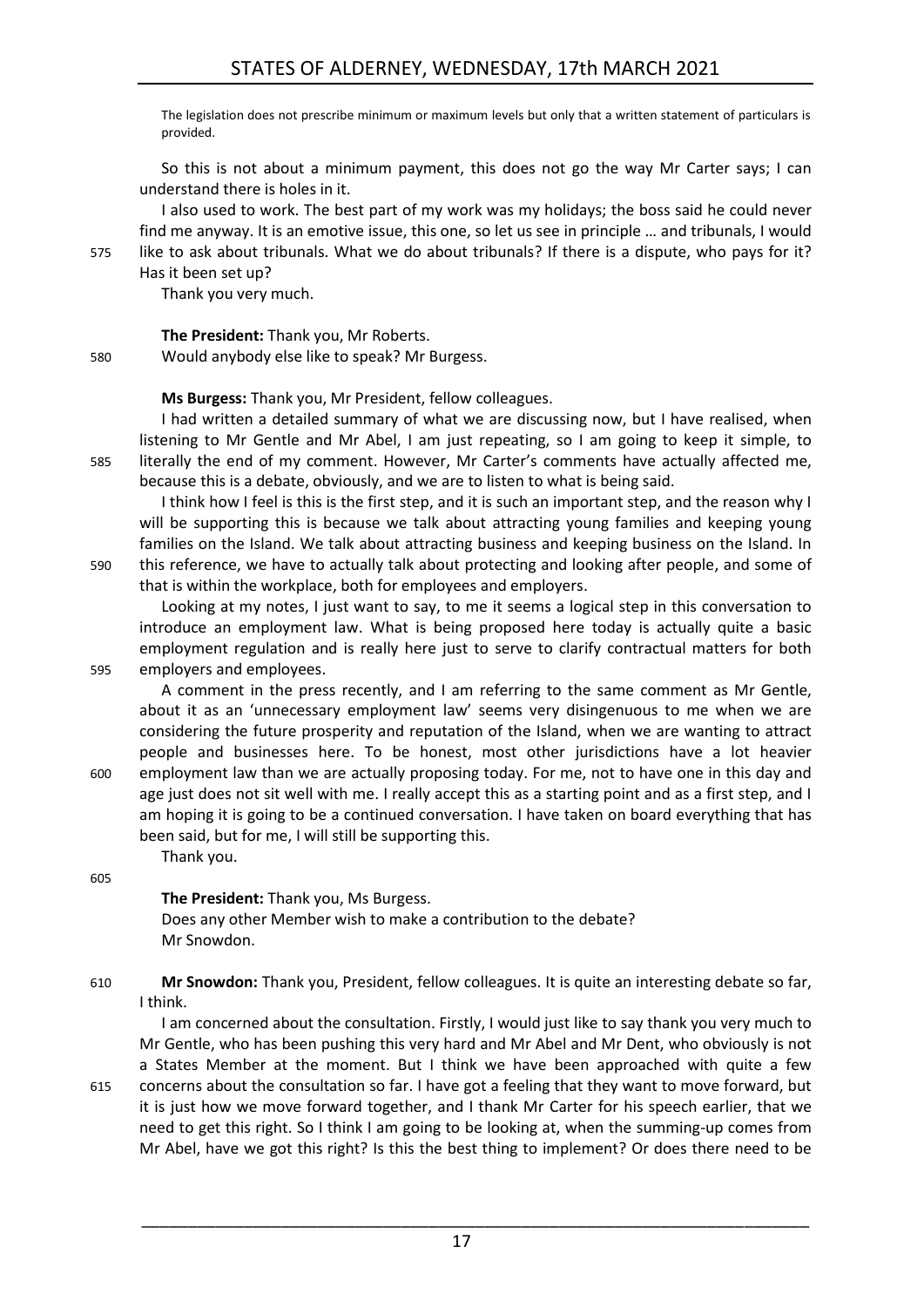The legislation does not prescribe minimum or maximum levels but only that a written statement of particulars is provided.

So this is not about a minimum payment, this does not go the way Mr Carter says; I can understand there is holes in it.

I also used to work. The best part of my work was my holidays; the boss said he could never find me anyway. It is an emotive issue, this one, so let us see in principle … and tribunals, I would like to ask about tribunals. What we do about tribunals? If there is a dispute, who pays for it? Has it been set up?

Thank you very much.

**The President:** Thank you, Mr Roberts.

Would anybody else like to speak? Mr Burgess.

**Ms Burgess:** Thank you, Mr President, fellow colleagues.

I had written a detailed summary of what we are discussing now, but I have realised, when listening to Mr Gentle and Mr Abel, I am just repeating, so I am going to keep it simple, to literally the end of my comment. However, Mr Carter's comments have actually affected me, because this is a debate, obviously, and we are to listen to what is being said.

I think how I feel is this is the first step, and it is such an important step, and the reason why I will be supporting this is because we talk about attracting young families and keeping young families on the Island. We talk about attracting business and keeping business on the Island. In this reference, we have to actually talk about protecting and looking after people, and some of that is within the workplace, both for employees and employers.

Looking at my notes, I just want to say, to me it seems a logical step in this conversation to introduce an employment law. What is being proposed here today is actually quite a basic employment regulation and is really here just to serve to clarify contractual matters for both employers and employees.

A comment in the press recently, and I am referring to the same comment as Mr Gentle, about it as an 'unnecessary employment law' seems very disingenuous to me when we are considering the future prosperity and reputation of the Island, when we are wanting to attract people and businesses here. To be honest, most other jurisdictions have a lot heavier employment law than we are actually proposing today. For me, not to have one in this day and age just does not sit well with me. I really accept this as a starting point and as a first step, and I am hoping it is going to be a continued conversation. I have taken on board everything that has been said, but for me, I will still be supporting this.

Thank you.

**The President:** Thank you, Ms Burgess.

Does any other Member wish to make a contribution to the debate?

Mr Snowdon.

**Mr Snowdon:** Thank you, President, fellow colleagues. It is quite an interesting debate so far, I think.

I am concerned about the consultation. Firstly, I would just like to say thank you very much to Mr Gentle, who has been pushing this very hard and Mr Abel and Mr Dent, who obviously is not a States Member at the moment. But I think we have been approached with quite a few concerns about the consultation so far. I have got a feeling that they want to move forward, but it is just how we move forward together, and I thank Mr Carter for his speech earlier, that we need to get this right. So I think I am going to be looking at, when the summing-up comes from Mr Abel, have we got this right? Is this the best thing to implement? Or does there need to be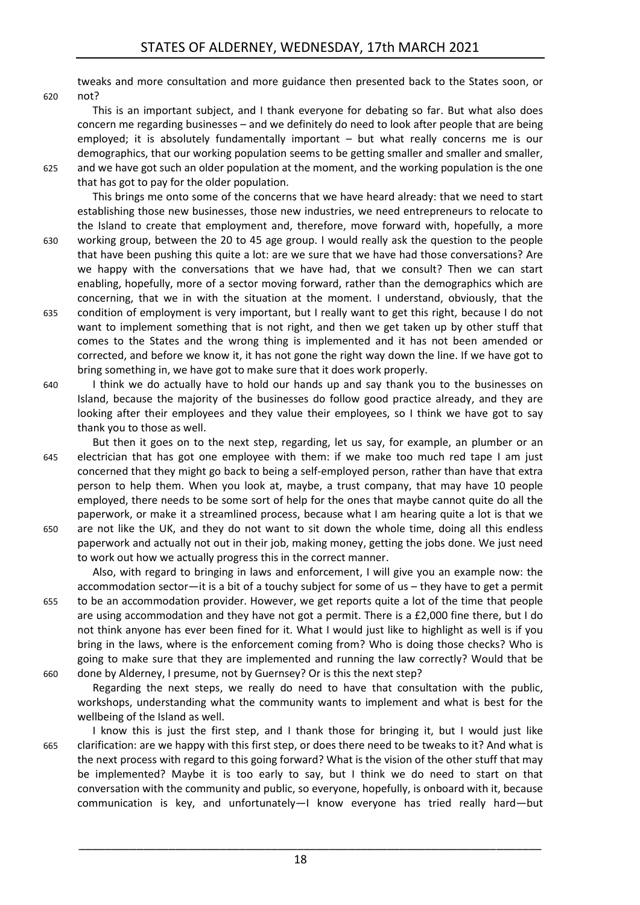tweaks and more consultation and more guidance then presented back to the States soon, or not?

This is an important subject, and I thank everyone for debating so far. But what also does concern me regarding businesses – and we definitely do need to look after people that are being employed; it is absolutely fundamentally important – but what really concerns me is our demographics, that our working population seems to be getting smaller and smaller and smaller, and we have got such an older population at the moment, and the working population is the one that has got to pay for the older population.

This brings me onto some of the concerns that we have heard already: that we need to start establishing those new businesses, those new industries, we need entrepreneurs to relocate to the Island to create that employment and, therefore, move forward with, hopefully, a more working group, between the 20 to 45 age group. I would really ask the question to the people that have been pushing this quite a lot: are we sure that we have had those conversations? Are we happy with the conversations that we have had, that we consult? Then we can start enabling, hopefully, more of a sector moving forward, rather than the demographics which are concerning, that we in with the situation at the moment. I understand, obviously, that the condition of employment is very important, but I really want to get this right, because I do not want to implement something that is not right, and then we get taken up by other stuff that comes to the States and the wrong thing is implemented and it has not been amended or corrected, and before we know it, it has not gone the right way down the line. If we have got to bring something in, we have got to make sure that it does work properly.

I think we do actually have to hold our hands up and say thank you to the businesses on Island, because the majority of the businesses do follow good practice already, and they are looking after their employees and they value their employees, so I think we have got to say thank you to those as well.

But then it goes on to the next step, regarding, let us say, for example, an plumber or an electrician that has got one employee with them: if we make too much red tape I am just concerned that they might go back to being a self-employed person, rather than have that extra person to help them. When you look at, maybe, a trust company, that may have 10 people employed, there needs to be some sort of help for the ones that maybe cannot quite do all the paperwork, or make it a streamlined process, because what I am hearing quite a lot is that we are not like the UK, and they do not want to sit down the whole time, doing all this endless paperwork and actually not out in their job, making money, getting the jobs done. We just need to work out how we actually progress this in the correct manner.

Also, with regard to bringing in laws and enforcement, I will give you an example now: the accommodation sector—it is a bit of a touchy subject for some of us – they have to get a permit to be an accommodation provider. However, we get reports quite a lot of the time that people are using accommodation and they have not got a permit. There is a £2,000 fine there, but I do not think anyone has ever been fined for it. What I would just like to highlight as well is if you bring in the laws, where is the enforcement coming from? Who is doing those checks? Who is going to make sure that they are implemented and running the law correctly? Would that be done by Alderney, I presume, not by Guernsey? Or is this the next step?

Regarding the next steps, we really do need to have that consultation with the public, workshops, understanding what the community wants to implement and what is best for the wellbeing of the Island as well.

I know this is just the first step, and I thank those for bringing it, but I would just like clarification: are we happy with this first step, or does there need to be tweaks to it? And what is the next process with regard to this going forward? What is the vision of the other stuff that may be implemented? Maybe it is too early to say, but I think we do need to start on that conversation with the community and public, so everyone, hopefully, is onboard with it, because communication is key, and unfortunately—I know everyone has tried really hard—but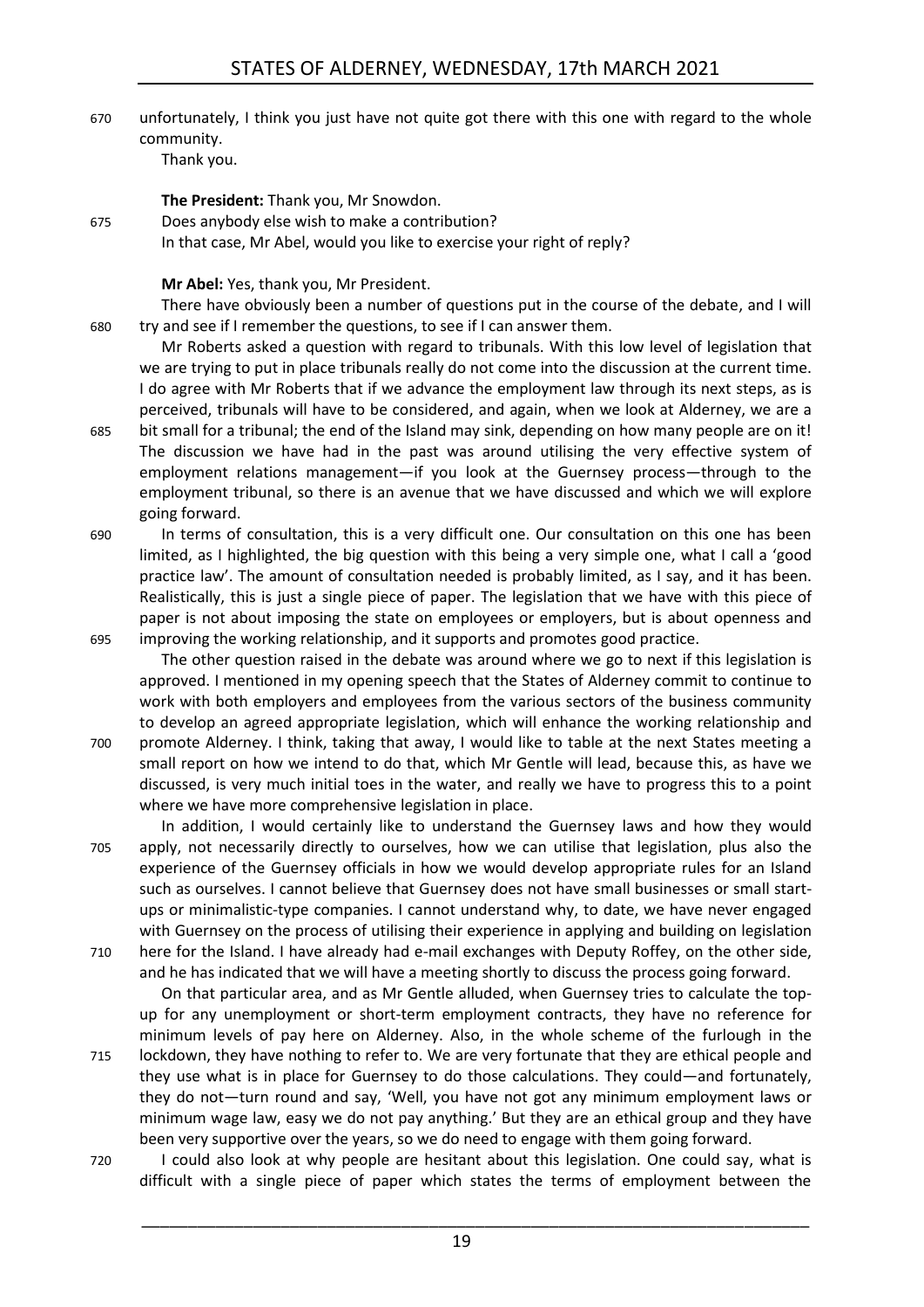unfortunately, I think you just have not quite got there with this one with regard to the whole community.

Thank you.

**The President:** Thank you, Mr Snowdon.

Does anybody else wish to make a contribution?

In that case, Mr Abel, would you like to exercise your right of reply?

**Mr Abel:** Yes, thank you, Mr President.

There have obviously been a number of questions put in the course of the debate, and I will try and see if I remember the questions, to see if I can answer them.

Mr Roberts asked a question with regard to tribunals. With this low level of legislation that we are trying to put in place tribunals really do not come into the discussion at the current time. I do agree with Mr Roberts that if we advance the employment law through its next steps, as is perceived, tribunals will have to be considered, and again, when we look at Alderney, we are a bit small for a tribunal; the end of the Island may sink, depending on how many people are on it! The discussion we have had in the past was around utilising the very effective system of employment relations management—if you look at the Guernsey process—through to the employment tribunal, so there is an avenue that we have discussed and which we will explore going forward.

In terms of consultation, this is a very difficult one. Our consultation on this one has been limited, as I highlighted, the big question with this being a very simple one, what I call a 'good practice law'. The amount of consultation needed is probably limited, as I say, and it has been. Realistically, this is just a single piece of paper. The legislation that we have with this piece of paper is not about imposing the state on employees or employers, but is about openness and improving the working relationship, and it supports and promotes good practice.

The other question raised in the debate was around where we go to next if this legislation is approved. I mentioned in my opening speech that the States of Alderney commit to continue to work with both employers and employees from the various sectors of the business community to develop an agreed appropriate legislation, which will enhance the working relationship and promote Alderney. I think, taking that away, I would like to table at the next States meeting a small report on how we intend to do that, which Mr Gentle will lead, because this, as have we discussed, is very much initial toes in the water, and really we have to progress this to a point where we have more comprehensive legislation in place.

In addition, I would certainly like to understand the Guernsey laws and how they would apply, not necessarily directly to ourselves, how we can utilise that legislation, plus also the experience of the Guernsey officials in how we would develop appropriate rules for an Island such as ourselves. I cannot believe that Guernsey does not have small businesses or small start-ups or minimalistic-type companies. I cannot understand why, to date, we have never engaged with Guernsey on the process of utilising their experience in applying and building on legislation here for the Island. I have already had e-mail exchanges with Deputy Roffey, on the other side, and he has indicated that we will have a meeting shortly to discuss the process going forward.

On that particular area, and as Mr Gentle alluded, when Guernsey tries to calculate the top-up for any unemployment or short-term employment contracts, they have no reference for minimum levels of pay here on Alderney. Also, in the whole scheme of the furlough in the lockdown, they have nothing to refer to. We are very fortunate that they are ethical people and they use what is in place for Guernsey to do those calculations. They could—and fortunately, they do not—turn round and say, 'Well, you have not got any minimum employment laws or minimum wage law, easy we do not pay anything.' But they are an ethical group and they have been very supportive over the years, so we do need to engage with them going forward.

I could also look at why people are hesitant about this legislation. One could say, what is difficult with a single piece of paper which states the terms of employment between the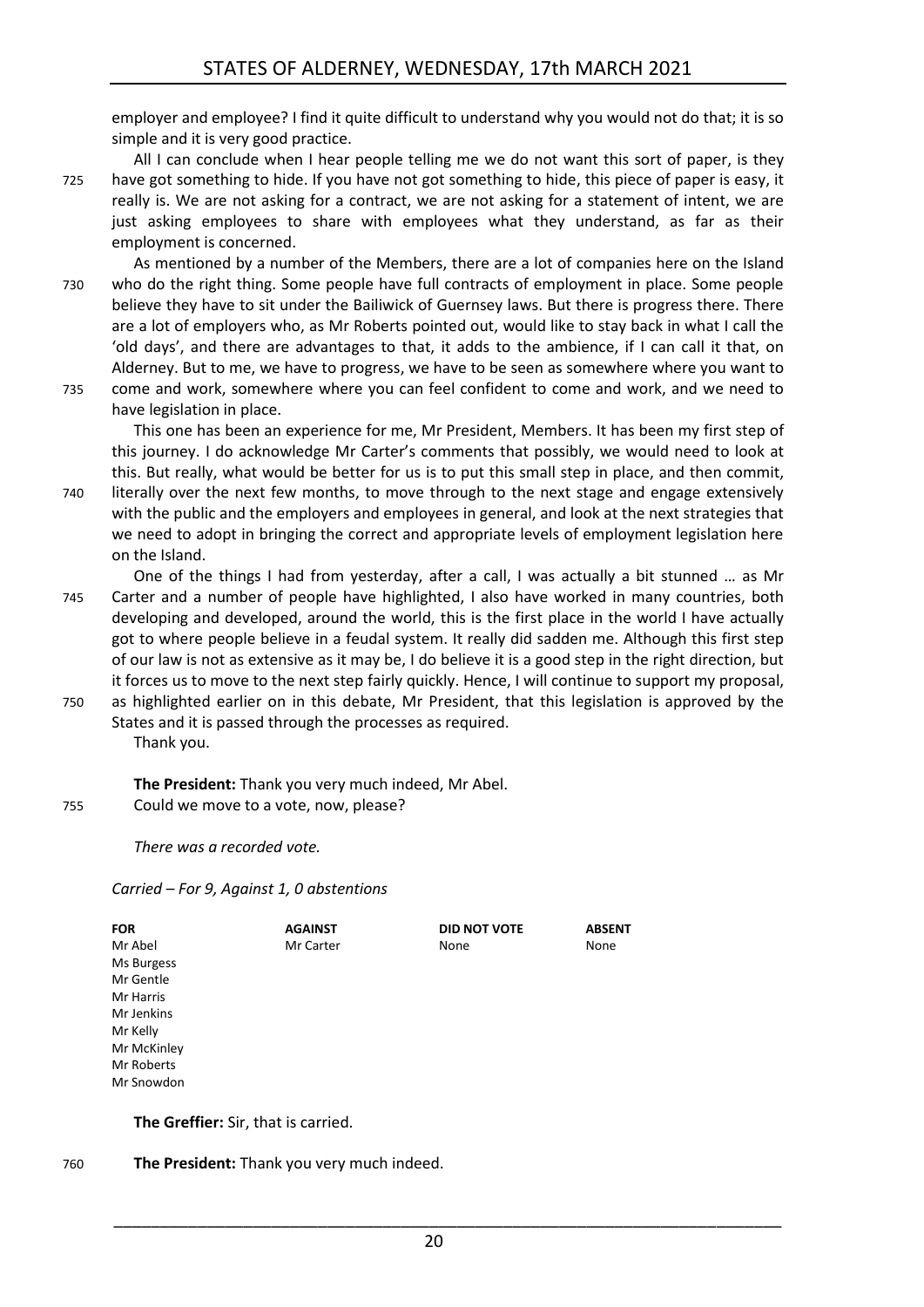employer and employee? I find it quite difficult to understand why you would not do that; it is so simple and it is very good practice.

All I can conclude when I hear people telling me we do not want this sort of paper, is they have got something to hide. If you have not got something to hide, this piece of paper is easy, it really is. We are not asking for a contract, we are not asking for a statement of intent, we are just asking employees to share with employees what they understand, as far as their employment is concerned.

As mentioned by a number of the Members, there are a lot of companies here on the Island who do the right thing. Some people have full contracts of employment in place. Some people believe they have to sit under the Bailiwick of Guernsey laws. But there is progress there. There are a lot of employers who, as Mr Roberts pointed out, would like to stay back in what I call the 'old days', and there are advantages to that, it adds to the ambience, if I can call it that, on Alderney. But to me, we have to progress, we have to be seen as somewhere where you want to come and work, somewhere where you can feel confident to come and work, and we need to have legislation in place.

This one has been an experience for me, Mr President, Members. It has been my first step of this journey. I do acknowledge Mr Carter's comments that possibly, we would need to look at this. But really, what would be better for us is to put this small step in place, and then commit, literally over the next few months, to move through to the next stage and engage extensively with the public and the employers and employees in general, and look at the next strategies that we need to adopt in bringing the correct and appropriate levels of employment legislation here on the Island.

One of the things I had from yesterday, after a call, I was actually a bit stunned … as Mr Carter and a number of people have highlighted, I also have worked in many countries, both developing and developed, around the world, this is the first place in the world I have actually got to where people believe in a feudal system. It really did sadden me. Although this first step of our law is not as extensive as it may be, I do believe it is a good step in the right direction, but it forces us to move to the next step fairly quickly. Hence, I will continue to support my proposal, as highlighted earlier on in this debate, Mr President, that this legislation is approved by the States and it is passed through the processes as required.

Thank you.

**The President:** Thank you very much indeed, Mr Abel.

Could we move to a vote, now, please?

*There was a recorded vote.*

*Carried – For 9, Against 1, 0 abstentions*

| FOR | AGAINST | DID NOT VOTE | ABSENT |
|---|---|---|---|
| Mr Abel | Mr Carter | None | None |
| Ms Burgess | | | |
| Mr Gentle | | | |
| Mr Harris | | | |
| Mr Jenkins | | | |
| Mr Kelly | | | |
| Mr McKinley | | | |
| Mr Roberts | | | |
| Mr Snowdon | | | |

**The Greffier:** Sir, that is carried.

**The President:** Thank you very much indeed.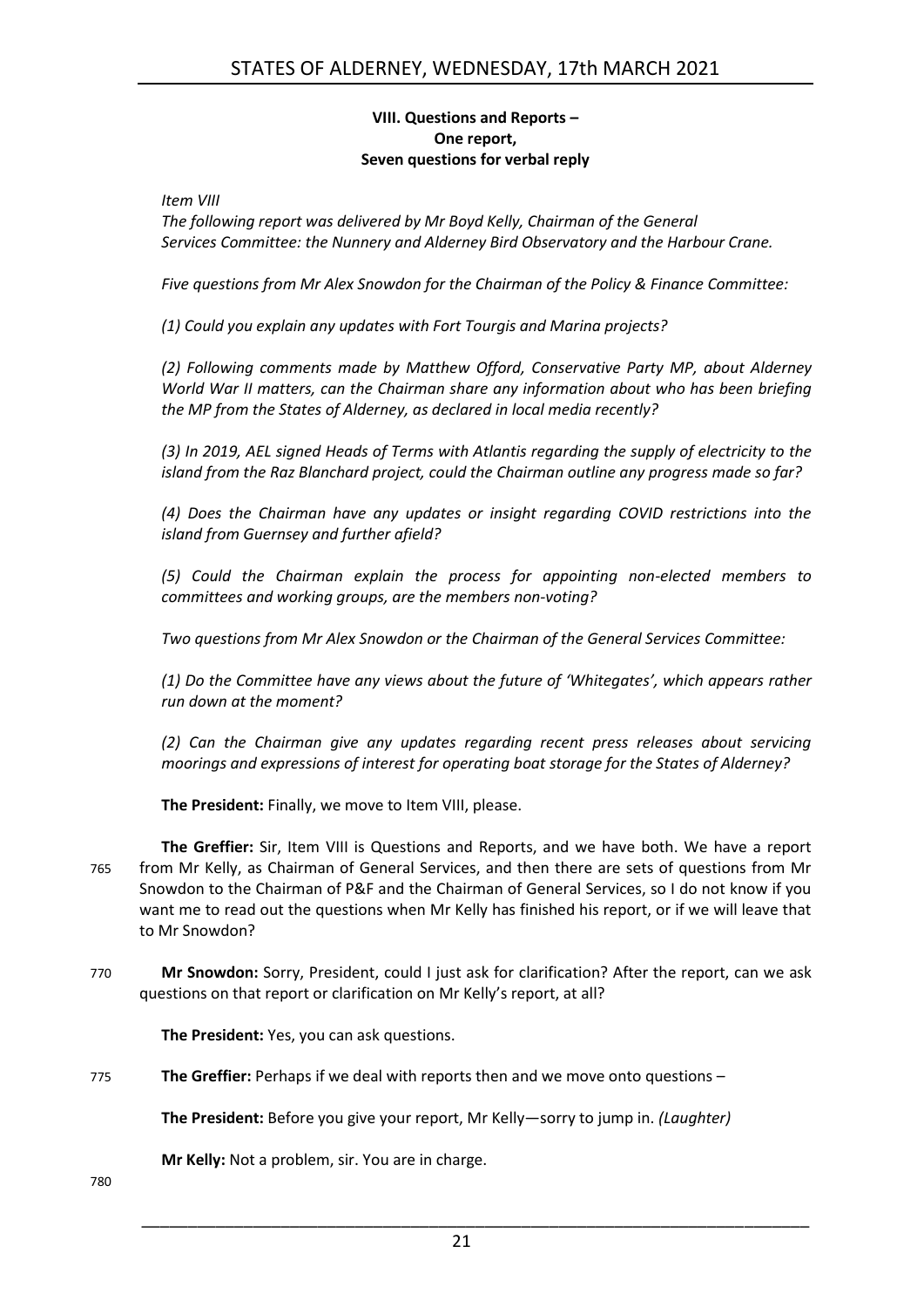### VIII. Questions and Reports – One report, Seven questions for verbal reply

*Item VIII*

*The following report was delivered by Mr Boyd Kelly, Chairman of the General Services Committee: the Nunnery and Alderney Bird Observatory and the Harbour Crane.*

*Five questions from Mr Alex Snowdon for the Chairman of the Policy & Finance Committee:*

*(1) Could you explain any updates with Fort Tourgis and Marina projects?*

*(2) Following comments made by Matthew Offord, Conservative Party MP, about Alderney World War II matters, can the Chairman share any information about who has been briefing the MP from the States of Alderney, as declared in local media recently?*

*(3) In 2019, AEL signed Heads of Terms with Atlantis regarding the supply of electricity to the island from the Raz Blanchard project, could the Chairman outline any progress made so far?*

*(4) Does the Chairman have any updates or insight regarding COVID restrictions into the island from Guernsey and further afield?*

*(5) Could the Chairman explain the process for appointing non-elected members to committees and working groups, are the members non-voting?*

*Two questions from Mr Alex Snowdon or the Chairman of the General Services Committee:*

*(1) Do the Committee have any views about the future of 'Whitegates', which appears rather run down at the moment?*

*(2) Can the Chairman give any updates regarding recent press releases about servicing moorings and expressions of interest for operating boat storage for the States of Alderney?*

**The President:** Finally, we move to Item VIII, please.

**The Greffier:** Sir, Item VIII is Questions and Reports, and we have both. We have a report from Mr Kelly, as Chairman of General Services, and then there are sets of questions from Mr Snowdon to the Chairman of P&F and the Chairman of General Services, so I do not know if you want me to read out the questions when Mr Kelly has finished his report, or if we will leave that to Mr Snowdon?

**Mr Snowdon:** Sorry, President, could I just ask for clarification? After the report, can we ask questions on that report or clarification on Mr Kelly's report, at all?

**The President:** Yes, you can ask questions.

**The Greffier:** Perhaps if we deal with reports then and we move onto questions –

**The President:** Before you give your report, Mr Kelly—sorry to jump in. *(Laughter)*

**Mr Kelly:** Not a problem, sir. You are in charge.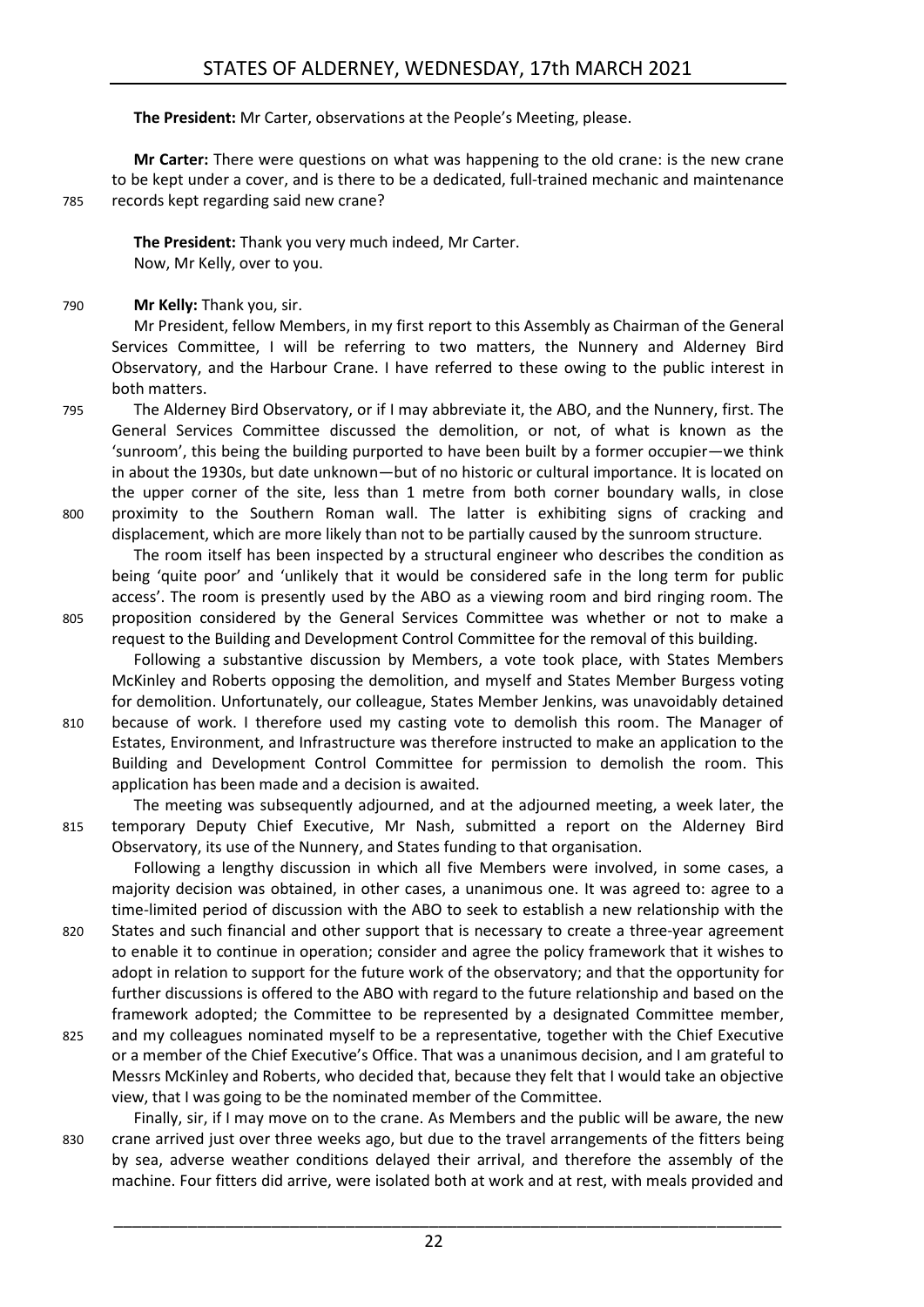**The President:** Mr Carter, observations at the People's Meeting, please.

**Mr Carter:** There were questions on what was happening to the old crane: is the new crane to be kept under a cover, and is there to be a dedicated, full-trained mechanic and maintenance records kept regarding said new crane?

**The President:** Thank you very much indeed, Mr Carter.
Now, Mr Kelly, over to you.

**Mr Kelly:** Thank you, sir.

Mr President, fellow Members, in my first report to this Assembly as Chairman of the General Services Committee, I will be referring to two matters, the Nunnery and Alderney Bird Observatory, and the Harbour Crane. I have referred to these owing to the public interest in both matters.

The Alderney Bird Observatory, or if I may abbreviate it, the ABO, and the Nunnery, first. The General Services Committee discussed the demolition, or not, of what is known as the 'sunroom', this being the building purported to have been built by a former occupier—we think in about the 1930s, but date unknown—but of no historic or cultural importance. It is located on the upper corner of the site, less than 1 metre from both corner boundary walls, in close proximity to the Southern Roman wall. The latter is exhibiting signs of cracking and displacement, which are more likely than not to be partially caused by the sunroom structure.

The room itself has been inspected by a structural engineer who describes the condition as being 'quite poor' and 'unlikely that it would be considered safe in the long term for public access'. The room is presently used by the ABO as a viewing room and bird ringing room. The proposition considered by the General Services Committee was whether or not to make a request to the Building and Development Control Committee for the removal of this building.

Following a substantive discussion by Members, a vote took place, with States Members McKinley and Roberts opposing the demolition, and myself and States Member Burgess voting for demolition. Unfortunately, our colleague, States Member Jenkins, was unavoidably detained because of work. I therefore used my casting vote to demolish this room. The Manager of Estates, Environment, and Infrastructure was therefore instructed to make an application to the Building and Development Control Committee for permission to demolish the room. This application has been made and a decision is awaited.

The meeting was subsequently adjourned, and at the adjourned meeting, a week later, the temporary Deputy Chief Executive, Mr Nash, submitted a report on the Alderney Bird Observatory, its use of the Nunnery, and States funding to that organisation.

Following a lengthy discussion in which all five Members were involved, in some cases, a majority decision was obtained, in other cases, a unanimous one. It was agreed to: agree to a time-limited period of discussion with the ABO to seek to establish a new relationship with the States and such financial and other support that is necessary to create a three-year agreement to enable it to continue in operation; consider and agree the policy framework that it wishes to adopt in relation to support for the future work of the observatory; and that the opportunity for further discussions is offered to the ABO with regard to the future relationship and based on the framework adopted; the Committee to be represented by a designated Committee member, and my colleagues nominated myself to be a representative, together with the Chief Executive or a member of the Chief Executive's Office. That was a unanimous decision, and I am grateful to Messrs McKinley and Roberts, who decided that, because they felt that I would take an objective view, that I was going to be the nominated member of the Committee.

Finally, sir, if I may move on to the crane. As Members and the public will be aware, the new crane arrived just over three weeks ago, but due to the travel arrangements of the fitters being by sea, adverse weather conditions delayed their arrival, and therefore the assembly of the machine. Four fitters did arrive, were isolated both at work and at rest, with meals provided and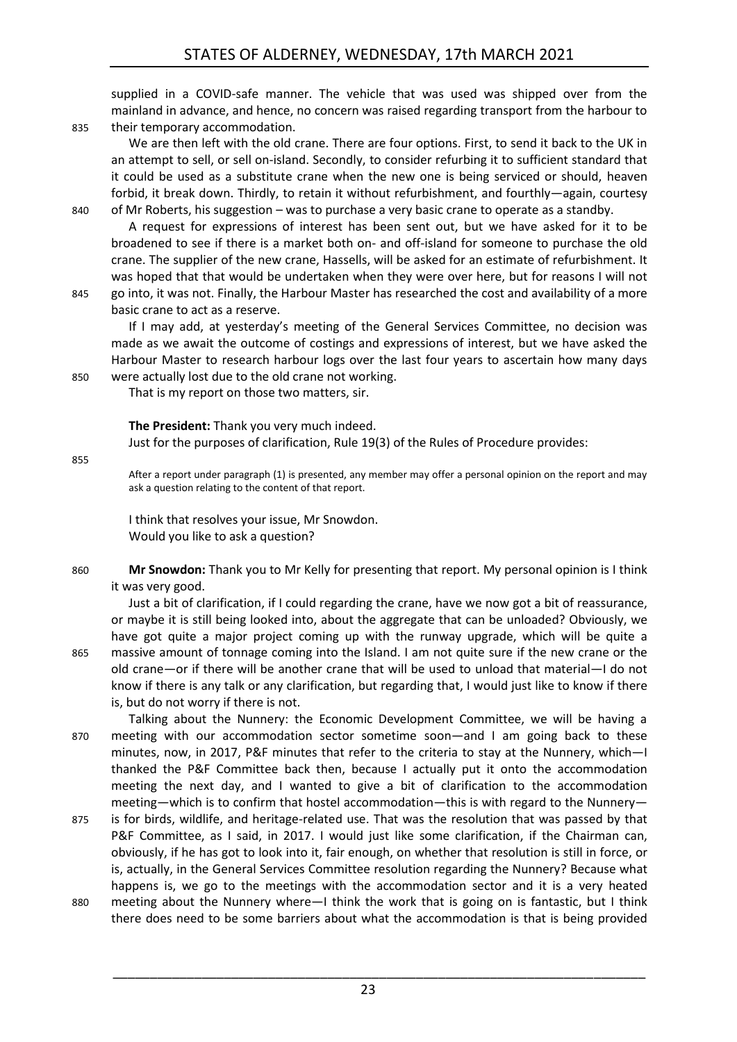supplied in a COVID-safe manner. The vehicle that was used was shipped over from the mainland in advance, and hence, no concern was raised regarding transport from the harbour to their temporary accommodation.

We are then left with the old crane. There are four options. First, to send it back to the UK in an attempt to sell, or sell on-island. Secondly, to consider refurbing it to sufficient standard that it could be used as a substitute crane when the new one is being serviced or should, heaven forbid, it break down. Thirdly, to retain it without refurbishment, and fourthly—again, courtesy of Mr Roberts, his suggestion – was to purchase a very basic crane to operate as a standby.

A request for expressions of interest has been sent out, but we have asked for it to be broadened to see if there is a market both on- and off-island for someone to purchase the old crane. The supplier of the new crane, Hassells, will be asked for an estimate of refurbishment. It was hoped that that would be undertaken when they were over here, but for reasons I will not go into, it was not. Finally, the Harbour Master has researched the cost and availability of a more basic crane to act as a reserve.

If I may add, at yesterday's meeting of the General Services Committee, no decision was made as we await the outcome of costings and expressions of interest, but we have asked the Harbour Master to research harbour logs over the last four years to ascertain how many days were actually lost due to the old crane not working.

That is my report on those two matters, sir.

**The President:** Thank you very much indeed.

Just for the purposes of clarification, Rule 19(3) of the Rules of Procedure provides:

> After a report under paragraph (1) is presented, any member may offer a personal opinion on the report and may ask a question relating to the content of that report.

I think that resolves your issue, Mr Snowdon.

Would you like to ask a question?

**Mr Snowdon:** Thank you to Mr Kelly for presenting that report. My personal opinion is I think it was very good.

Just a bit of clarification, if I could regarding the crane, have we now got a bit of reassurance, or maybe it is still being looked into, about the aggregate that can be unloaded? Obviously, we have got quite a major project coming up with the runway upgrade, which will be quite a massive amount of tonnage coming into the Island. I am not quite sure if the new crane or the old crane—or if there will be another crane that will be used to unload that material—I do not know if there is any talk or any clarification, but regarding that, I would just like to know if there is, but do not worry if there is not.

Talking about the Nunnery: the Economic Development Committee, we will be having a meeting with our accommodation sector sometime soon—and I am going back to these minutes, now, in 2017, P&F minutes that refer to the criteria to stay at the Nunnery, which—I thanked the P&F Committee back then, because I actually put it onto the accommodation meeting the next day, and I wanted to give a bit of clarification to the accommodation meeting—which is to confirm that hostel accommodation—this is with regard to the Nunnery—is for birds, wildlife, and heritage-related use. That was the resolution that was passed by that P&F Committee, as I said, in 2017. I would just like some clarification, if the Chairman can, obviously, if he has got to look into it, fair enough, on whether that resolution is still in force, or is, actually, in the General Services Committee resolution regarding the Nunnery? Because what happens is, we go to the meetings with the accommodation sector and it is a very heated meeting about the Nunnery where—I think the work that is going on is fantastic, but I think there does need to be some barriers about what the accommodation is that is being provided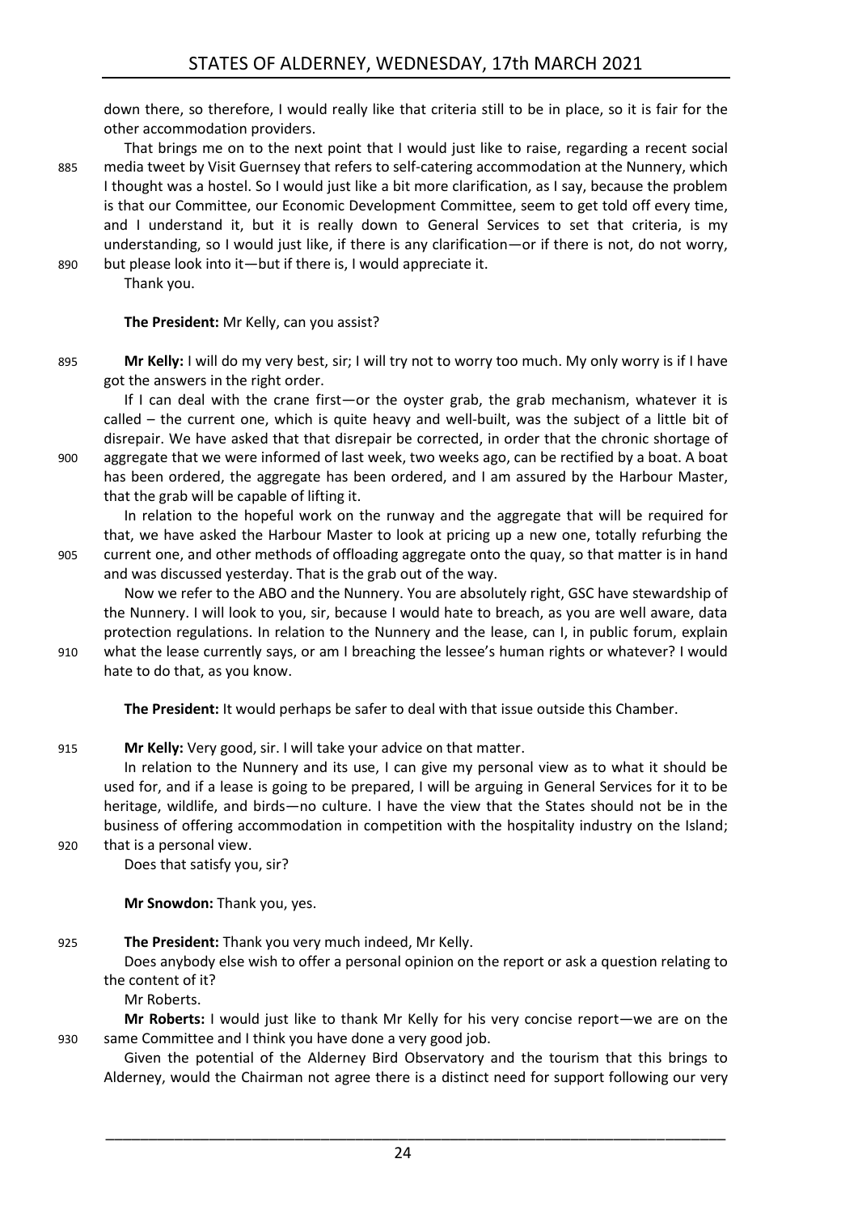down there, so therefore, I would really like that criteria still to be in place, so it is fair for the other accommodation providers.

That brings me on to the next point that I would just like to raise, regarding a recent social media tweet by Visit Guernsey that refers to self-catering accommodation at the Nunnery, which I thought was a hostel. So I would just like a bit more clarification, as I say, because the problem is that our Committee, our Economic Development Committee, seem to get told off every time, and I understand it, but it is really down to General Services to set that criteria, is my understanding, so I would just like, if there is any clarification—or if there is not, do not worry, but please look into it—but if there is, I would appreciate it.

Thank you.

**The President:** Mr Kelly, can you assist?

**Mr Kelly:** I will do my very best, sir; I will try not to worry too much. My only worry is if I have got the answers in the right order.

If I can deal with the crane first—or the oyster grab, the grab mechanism, whatever it is called – the current one, which is quite heavy and well-built, was the subject of a little bit of disrepair. We have asked that that disrepair be corrected, in order that the chronic shortage of aggregate that we were informed of last week, two weeks ago, can be rectified by a boat. A boat has been ordered, the aggregate has been ordered, and I am assured by the Harbour Master, that the grab will be capable of lifting it.

In relation to the hopeful work on the runway and the aggregate that will be required for that, we have asked the Harbour Master to look at pricing up a new one, totally refurbing the current one, and other methods of offloading aggregate onto the quay, so that matter is in hand and was discussed yesterday. That is the grab out of the way.

Now we refer to the ABO and the Nunnery. You are absolutely right, GSC have stewardship of the Nunnery. I will look to you, sir, because I would hate to breach, as you are well aware, data protection regulations. In relation to the Nunnery and the lease, can I, in public forum, explain what the lease currently says, or am I breaching the lessee's human rights or whatever? I would hate to do that, as you know.

**The President:** It would perhaps be safer to deal with that issue outside this Chamber.

**Mr Kelly:** Very good, sir. I will take your advice on that matter.

In relation to the Nunnery and its use, I can give my personal view as to what it should be used for, and if a lease is going to be prepared, I will be arguing in General Services for it to be heritage, wildlife, and birds—no culture. I have the view that the States should not be in the business of offering accommodation in competition with the hospitality industry on the Island; that is a personal view.

Does that satisfy you, sir?

**Mr Snowdon:** Thank you, yes.

**The President:** Thank you very much indeed, Mr Kelly.

Does anybody else wish to offer a personal opinion on the report or ask a question relating to the content of it?

Mr Roberts.

**Mr Roberts:** I would just like to thank Mr Kelly for his very concise report—we are on the same Committee and I think you have done a very good job.

Given the potential of the Alderney Bird Observatory and the tourism that this brings to Alderney, would the Chairman not agree there is a distinct need for support following our very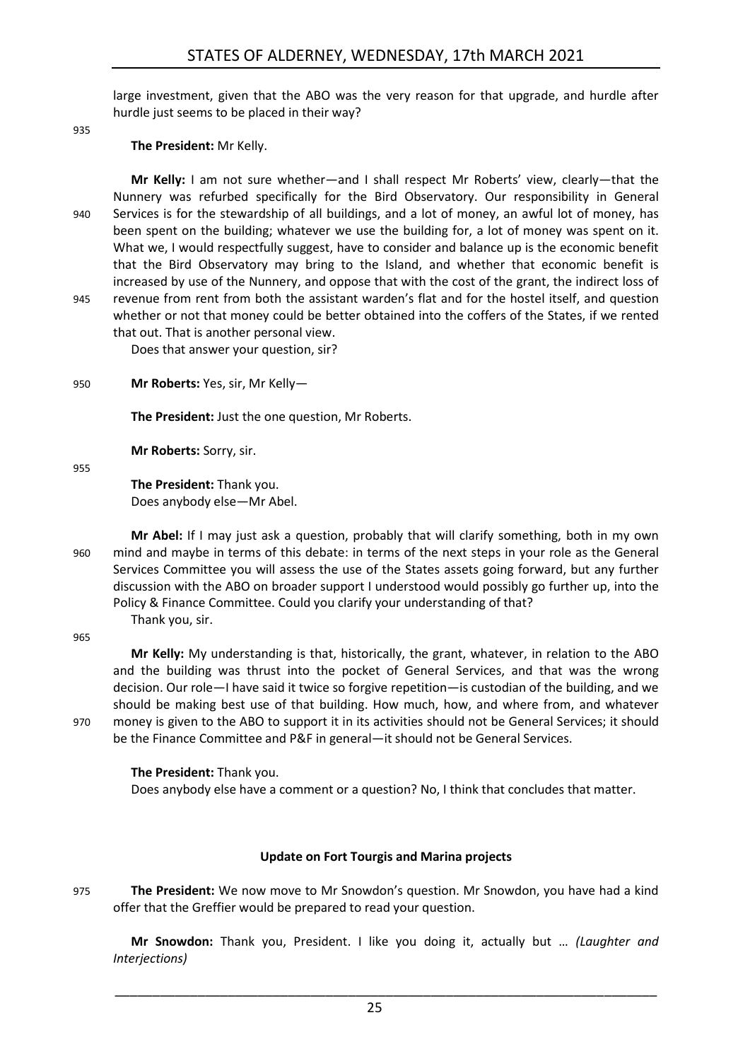large investment, given that the ABO was the very reason for that upgrade, and hurdle after hurdle just seems to be placed in their way?

**The President:** Mr Kelly.

**Mr Kelly:** I am not sure whether—and I shall respect Mr Roberts' view, clearly—that the Nunnery was refurbed specifically for the Bird Observatory. Our responsibility in General Services is for the stewardship of all buildings, and a lot of money, an awful lot of money, has been spent on the building; whatever we use the building for, a lot of money was spent on it. What we, I would respectfully suggest, have to consider and balance up is the economic benefit that the Bird Observatory may bring to the Island, and whether that economic benefit is increased by use of the Nunnery, and oppose that with the cost of the grant, the indirect loss of revenue from rent from both the assistant warden's flat and for the hostel itself, and question whether or not that money could be better obtained into the coffers of the States, if we rented that out. That is another personal view.

Does that answer your question, sir?

**Mr Roberts:** Yes, sir, Mr Kelly—

**The President:** Just the one question, Mr Roberts.

**Mr Roberts:** Sorry, sir.

**The President:** Thank you.

Does anybody else—Mr Abel.

**Mr Abel:** If I may just ask a question, probably that will clarify something, both in my own mind and maybe in terms of this debate: in terms of the next steps in your role as the General Services Committee you will assess the use of the States assets going forward, but any further discussion with the ABO on broader support I understood would possibly go further up, into the Policy & Finance Committee. Could you clarify your understanding of that?

Thank you, sir.

**Mr Kelly:** My understanding is that, historically, the grant, whatever, in relation to the ABO and the building was thrust into the pocket of General Services, and that was the wrong decision. Our role—I have said it twice so forgive repetition—is custodian of the building, and we should be making best use of that building. How much, how, and where from, and whatever money is given to the ABO to support it in its activities should not be General Services; it should be the Finance Committee and P&F in general—it should not be General Services.

**The President:** Thank you.

Does anybody else have a comment or a question? No, I think that concludes that matter.

### Update on Fort Tourgis and Marina projects

**The President:** We now move to Mr Snowdon's question. Mr Snowdon, you have had a kind offer that the Greffier would be prepared to read your question.

**Mr Snowdon:** Thank you, President. I like you doing it, actually but … *(Laughter and Interjections)*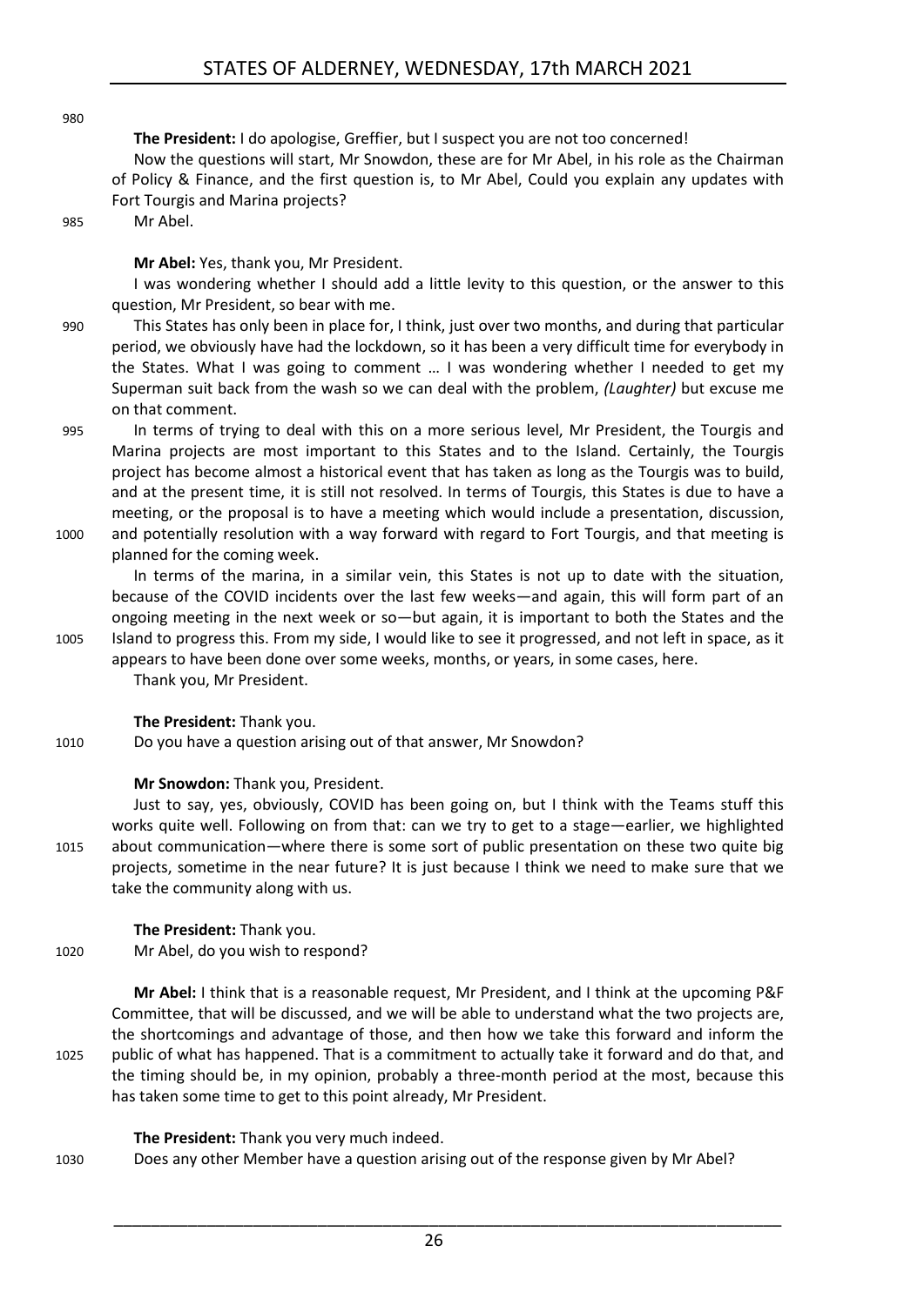**The President:** I do apologise, Greffier, but I suspect you are not too concerned!

Now the questions will start, Mr Snowdon, these are for Mr Abel, in his role as the Chairman of Policy & Finance, and the first question is, to Mr Abel, Could you explain any updates with Fort Tourgis and Marina projects?

Mr Abel.

**Mr Abel:** Yes, thank you, Mr President.

I was wondering whether I should add a little levity to this question, or the answer to this question, Mr President, so bear with me.

This States has only been in place for, I think, just over two months, and during that particular period, we obviously have had the lockdown, so it has been a very difficult time for everybody in the States. What I was going to comment … I was wondering whether I needed to get my Superman suit back from the wash so we can deal with the problem, *(Laughter)* but excuse me on that comment.

In terms of trying to deal with this on a more serious level, Mr President, the Tourgis and Marina projects are most important to this States and to the Island. Certainly, the Tourgis project has become almost a historical event that has taken as long as the Tourgis was to build, and at the present time, it is still not resolved. In terms of Tourgis, this States is due to have a meeting, or the proposal is to have a meeting which would include a presentation, discussion, and potentially resolution with a way forward with regard to Fort Tourgis, and that meeting is planned for the coming week.

In terms of the marina, in a similar vein, this States is not up to date with the situation, because of the COVID incidents over the last few weeks—and again, this will form part of an ongoing meeting in the next week or so—but again, it is important to both the States and the Island to progress this. From my side, I would like to see it progressed, and not left in space, as it appears to have been done over some weeks, months, or years, in some cases, here.

Thank you, Mr President.

**The President:** Thank you.

Do you have a question arising out of that answer, Mr Snowdon?

**Mr Snowdon:** Thank you, President.

Just to say, yes, obviously, COVID has been going on, but I think with the Teams stuff this works quite well. Following on from that: can we try to get to a stage—earlier, we highlighted about communication—where there is some sort of public presentation on these two quite big projects, sometime in the near future? It is just because I think we need to make sure that we take the community along with us.

**The President:** Thank you.

Mr Abel, do you wish to respond?

**Mr Abel:** I think that is a reasonable request, Mr President, and I think at the upcoming P&F Committee, that will be discussed, and we will be able to understand what the two projects are, the shortcomings and advantage of those, and then how we take this forward and inform the public of what has happened. That is a commitment to actually take it forward and do that, and the timing should be, in my opinion, probably a three-month period at the most, because this has taken some time to get to this point already, Mr President.

**The President:** Thank you very much indeed.

Does any other Member have a question arising out of the response given by Mr Abel?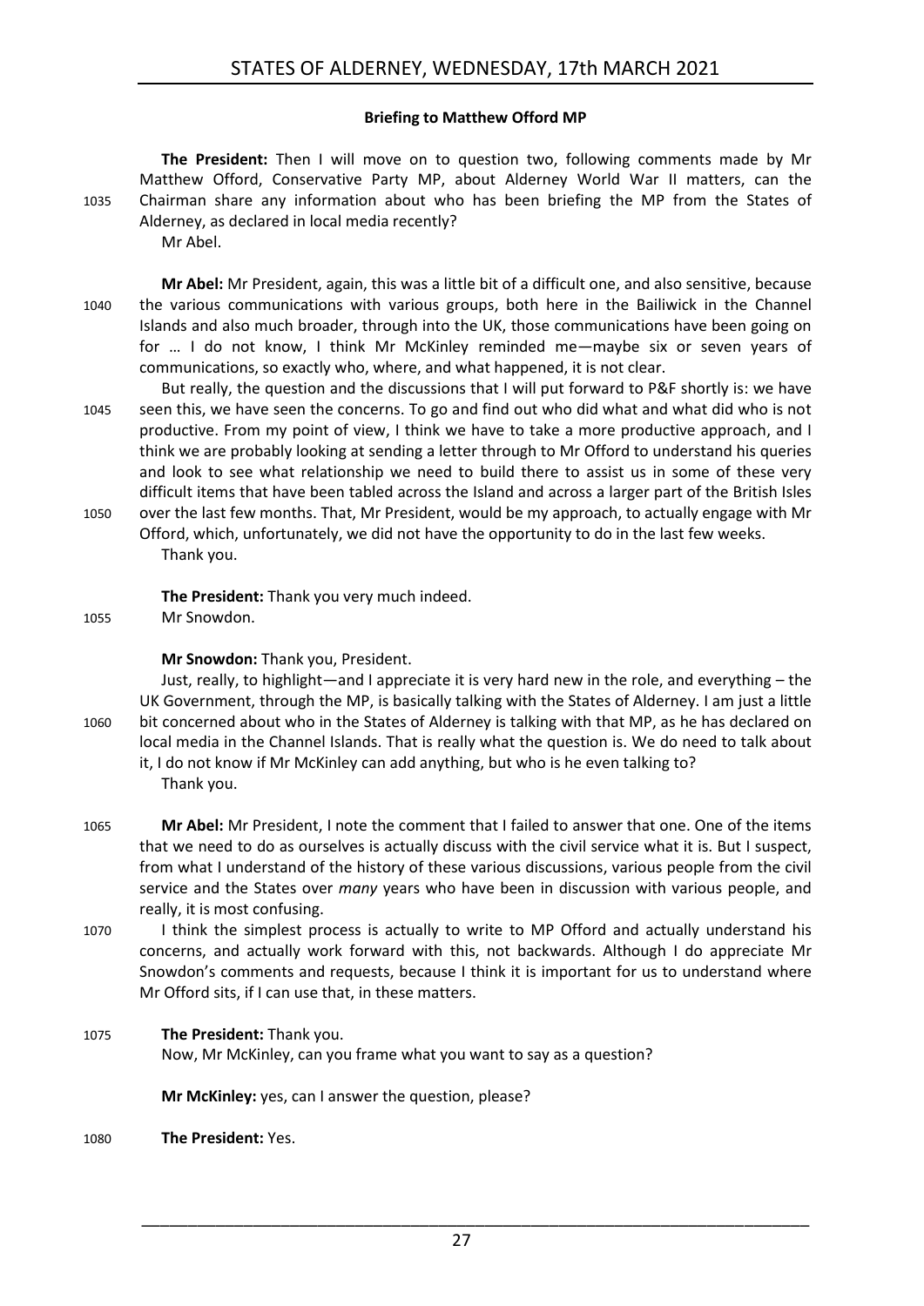### Briefing to Matthew Offord MP

**The President:** Then I will move on to question two, following comments made by Mr Matthew Offord, Conservative Party MP, about Alderney World War II matters, can the Chairman share any information about who has been briefing the MP from the States of Alderney, as declared in local media recently?

Mr Abel.

**Mr Abel:** Mr President, again, this was a little bit of a difficult one, and also sensitive, because the various communications with various groups, both here in the Bailiwick in the Channel Islands and also much broader, through into the UK, those communications have been going on for … I do not know, I think Mr McKinley reminded me—maybe six or seven years of communications, so exactly who, where, and what happened, it is not clear.

But really, the question and the discussions that I will put forward to P&F shortly is: we have seen this, we have seen the concerns. To go and find out who did what and what did who is not productive. From my point of view, I think we have to take a more productive approach, and I think we are probably looking at sending a letter through to Mr Offord to understand his queries and look to see what relationship we need to build there to assist us in some of these very difficult items that have been tabled across the Island and across a larger part of the British Isles over the last few months. That, Mr President, would be my approach, to actually engage with Mr Offord, which, unfortunately, we did not have the opportunity to do in the last few weeks.

Thank you.

**The President:** Thank you very much indeed.

Mr Snowdon.

**Mr Snowdon:** Thank you, President.

Just, really, to highlight—and I appreciate it is very hard new in the role, and everything – the UK Government, through the MP, is basically talking with the States of Alderney. I am just a little bit concerned about who in the States of Alderney is talking with that MP, as he has declared on local media in the Channel Islands. That is really what the question is. We do need to talk about it, I do not know if Mr McKinley can add anything, but who is he even talking to?

Thank you.

**Mr Abel:** Mr President, I note the comment that I failed to answer that one. One of the items that we need to do as ourselves is actually discuss with the civil service what it is. But I suspect, from what I understand of the history of these various discussions, various people from the civil service and the States over *many* years who have been in discussion with various people, and really, it is most confusing.

I think the simplest process is actually to write to MP Offord and actually understand his concerns, and actually work forward with this, not backwards. Although I do appreciate Mr Snowdon's comments and requests, because I think it is important for us to understand where Mr Offord sits, if I can use that, in these matters.

**The President:** Thank you.

Now, Mr McKinley, can you frame what you want to say as a question?

**Mr McKinley:** yes, can I answer the question, please?

**The President:** Yes.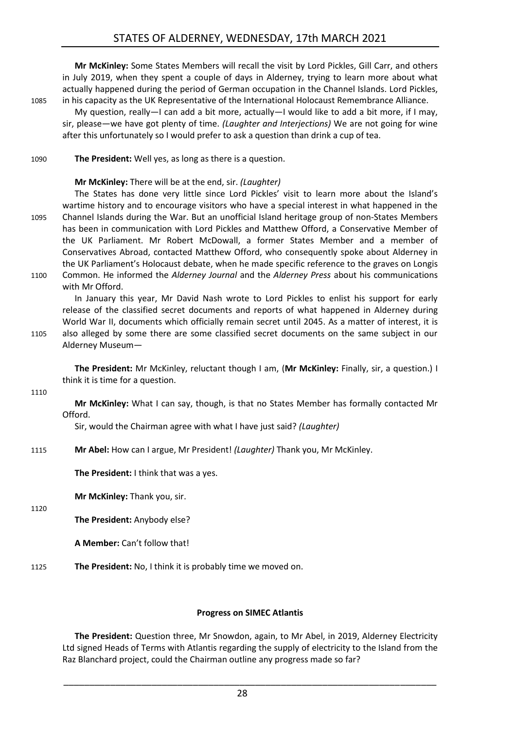**Mr McKinley:** Some States Members will recall the visit by Lord Pickles, Gill Carr, and others in July 2019, when they spent a couple of days in Alderney, trying to learn more about what actually happened during the period of German occupation in the Channel Islands. Lord Pickles, in his capacity as the UK Representative of the International Holocaust Remembrance Alliance.

My question, really—I can add a bit more, actually—I would like to add a bit more, if I may, sir, please—we have got plenty of time. *(Laughter and Interjections)* We are not going for wine after this unfortunately so I would prefer to ask a question than drink a cup of tea.

**The President:** Well yes, as long as there is a question.

**Mr McKinley:** There will be at the end, sir. *(Laughter)*

The States has done very little since Lord Pickles' visit to learn more about the Island's wartime history and to encourage visitors who have a special interest in what happened in the Channel Islands during the War. But an unofficial Island heritage group of non-States Members has been in communication with Lord Pickles and Matthew Offord, a Conservative Member of the UK Parliament. Mr Robert McDowall, a former States Member and a member of Conservatives Abroad, contacted Matthew Offord, who consequently spoke about Alderney in the UK Parliament's Holocaust debate, when he made specific reference to the graves on Longis Common. He informed the *Alderney Journal* and the *Alderney Press* about his communications with Mr Offord.

In January this year, Mr David Nash wrote to Lord Pickles to enlist his support for early release of the classified secret documents and reports of what happened in Alderney during World War II, documents which officially remain secret until 2045. As a matter of interest, it is also alleged by some there are some classified secret documents on the same subject in our Alderney Museum—

**The President:** Mr McKinley, reluctant though I am, (**Mr McKinley:** Finally, sir, a question.) I think it is time for a question.

**Mr McKinley:** What I can say, though, is that no States Member has formally contacted Mr Offord.

Sir, would the Chairman agree with what I have just said? *(Laughter)*

**Mr Abel:** How can I argue, Mr President! *(Laughter)* Thank you, Mr McKinley.

**The President:** I think that was a yes.

**Mr McKinley:** Thank you, sir.

**The President:** Anybody else?

**A Member:** Can't follow that!

**The President:** No, I think it is probably time we moved on.

### Progress on SIMEC Atlantis

**The President:** Question three, Mr Snowdon, again, to Mr Abel, in 2019, Alderney Electricity Ltd signed Heads of Terms with Atlantis regarding the supply of electricity to the Island from the Raz Blanchard project, could the Chairman outline any progress made so far?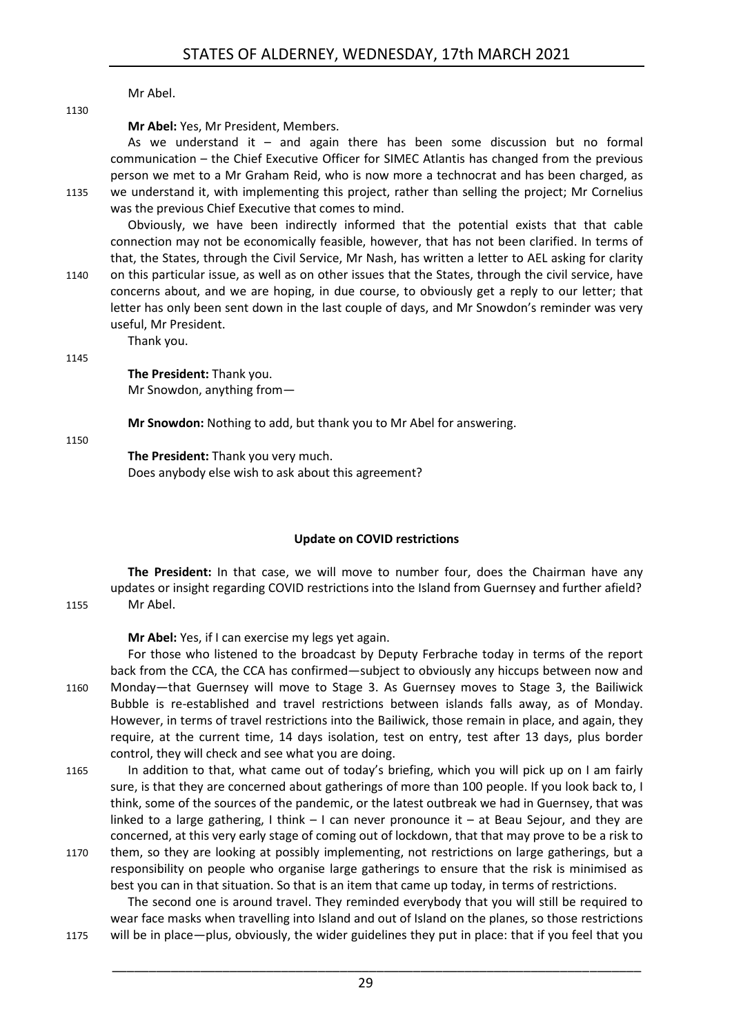Mr Abel.

**Mr Abel:** Yes, Mr President, Members.

As we understand it – and again there has been some discussion but no formal communication – the Chief Executive Officer for SIMEC Atlantis has changed from the previous person we met to a Mr Graham Reid, who is now more a technocrat and has been charged, as we understand it, with implementing this project, rather than selling the project; Mr Cornelius was the previous Chief Executive that comes to mind.

Obviously, we have been indirectly informed that the potential exists that that cable connection may not be economically feasible, however, that has not been clarified. In terms of that, the States, through the Civil Service, Mr Nash, has written a letter to AEL asking for clarity on this particular issue, as well as on other issues that the States, through the civil service, have concerns about, and we are hoping, in due course, to obviously get a reply to our letter; that letter has only been sent down in the last couple of days, and Mr Snowdon's reminder was very useful, Mr President.

Thank you.

**The President:** Thank you.

Mr Snowdon, anything from—

**Mr Snowdon:** Nothing to add, but thank you to Mr Abel for answering.

**The President:** Thank you very much.

Does anybody else wish to ask about this agreement?

## Update on COVID restrictions

**The President:** In that case, we will move to number four, does the Chairman have any updates or insight regarding COVID restrictions into the Island from Guernsey and further afield? Mr Abel.

**Mr Abel:** Yes, if I can exercise my legs yet again.

For those who listened to the broadcast by Deputy Ferbrache today in terms of the report back from the CCA, the CCA has confirmed—subject to obviously any hiccups between now and Monday—that Guernsey will move to Stage 3. As Guernsey moves to Stage 3, the Bailiwick Bubble is re-established and travel restrictions between islands falls away, as of Monday. However, in terms of travel restrictions into the Bailiwick, those remain in place, and again, they require, at the current time, 14 days isolation, test on entry, test after 13 days, plus border control, they will check and see what you are doing.

In addition to that, what came out of today's briefing, which you will pick up on I am fairly sure, is that they are concerned about gatherings of more than 100 people. If you look back to, I think, some of the sources of the pandemic, or the latest outbreak we had in Guernsey, that was linked to a large gathering, I think – I can never pronounce it – at Beau Sejour, and they are concerned, at this very early stage of coming out of lockdown, that that may prove to be a risk to them, so they are looking at possibly implementing, not restrictions on large gatherings, but a responsibility on people who organise large gatherings to ensure that the risk is minimised as best you can in that situation. So that is an item that came up today, in terms of restrictions.

The second one is around travel. They reminded everybody that you will still be required to wear face masks when travelling into Island and out of Island on the planes, so those restrictions will be in place—plus, obviously, the wider guidelines they put in place: that if you feel that you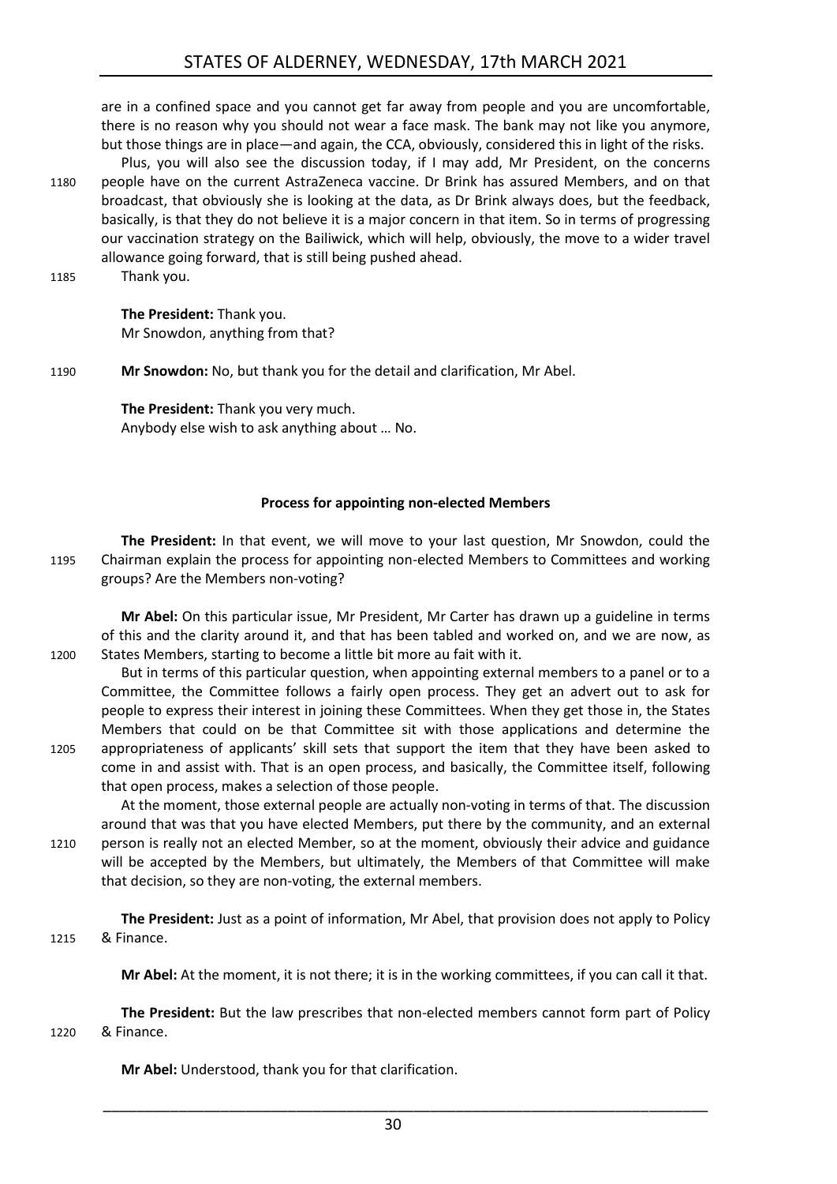are in a confined space and you cannot get far away from people and you are uncomfortable, there is no reason why you should not wear a face mask. The bank may not like you anymore, but those things are in place—and again, the CCA, obviously, considered this in light of the risks.

Plus, you will also see the discussion today, if I may add, Mr President, on the concerns people have on the current AstraZeneca vaccine. Dr Brink has assured Members, and on that broadcast, that obviously she is looking at the data, as Dr Brink always does, but the feedback, basically, is that they do not believe it is a major concern in that item. So in terms of progressing our vaccination strategy on the Bailiwick, which will help, obviously, the move to a wider travel allowance going forward, that is still being pushed ahead.

Thank you.

**The President:** Thank you.
Mr Snowdon, anything from that?

**Mr Snowdon:** No, but thank you for the detail and clarification, Mr Abel.

**The President:** Thank you very much.
Anybody else wish to ask anything about … No.

### Process for appointing non-elected Members

**The President:** In that event, we will move to your last question, Mr Snowdon, could the Chairman explain the process for appointing non-elected Members to Committees and working groups? Are the Members non-voting?

**Mr Abel:** On this particular issue, Mr President, Mr Carter has drawn up a guideline in terms of this and the clarity around it, and that has been tabled and worked on, and we are now, as States Members, starting to become a little bit more au fait with it.

But in terms of this particular question, when appointing external members to a panel or to a Committee, the Committee follows a fairly open process. They get an advert out to ask for people to express their interest in joining these Committees. When they get those in, the States Members that could on be that Committee sit with those applications and determine the appropriateness of applicants' skill sets that support the item that they have been asked to come in and assist with. That is an open process, and basically, the Committee itself, following that open process, makes a selection of those people.

At the moment, those external people are actually non-voting in terms of that. The discussion around that was that you have elected Members, put there by the community, and an external person is really not an elected Member, so at the moment, obviously their advice and guidance will be accepted by the Members, but ultimately, the Members of that Committee will make that decision, so they are non-voting, the external members.

**The President:** Just as a point of information, Mr Abel, that provision does not apply to Policy & Finance.

**Mr Abel:** At the moment, it is not there; it is in the working committees, if you can call it that.

**The President:** But the law prescribes that non-elected members cannot form part of Policy & Finance.

**Mr Abel:** Understood, thank you for that clarification.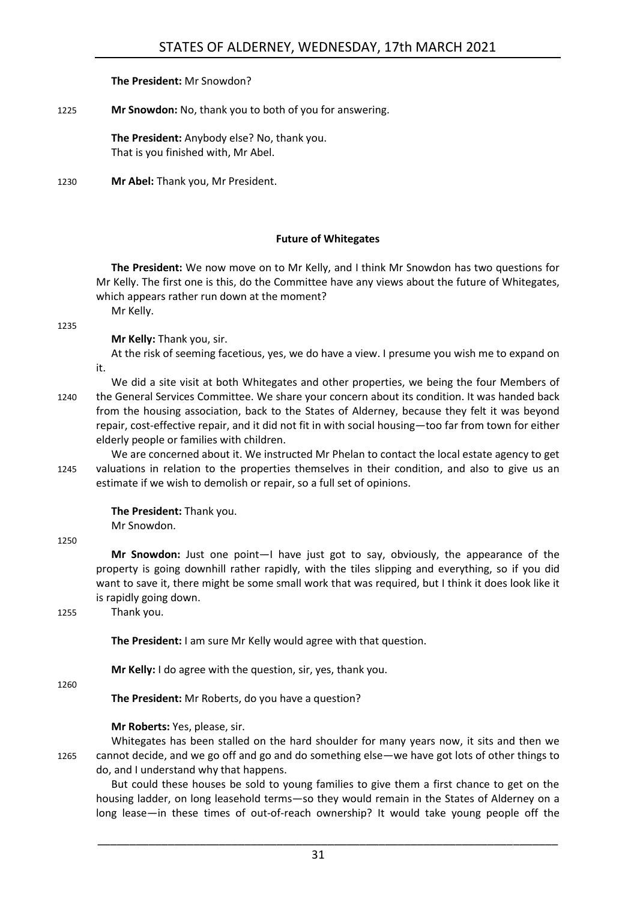**The President:** Mr Snowdon?

1225 **Mr Snowdon:** No, thank you to both of you for answering.

**The President:** Anybody else? No, thank you.
That is you finished with, Mr Abel.

1230 **Mr Abel:** Thank you, Mr President.

### Future of Whitegates

**The President:** We now move on to Mr Kelly, and I think Mr Snowdon has two questions for Mr Kelly. The first one is this, do the Committee have any views about the future of Whitegates, which appears rather run down at the moment?
Mr Kelly.

1235

**Mr Kelly:** Thank you, sir.

At the risk of seeming facetious, yes, we do have a view. I presume you wish me to expand on it.

We did a site visit at both Whitegates and other properties, we being the four Members of
1240 the General Services Committee. We share your concern about its condition. It was handed back from the housing association, back to the States of Alderney, because they felt it was beyond repair, cost-effective repair, and it did not fit in with social housing—too far from town for either elderly people or families with children.

We are concerned about it. We instructed Mr Phelan to contact the local estate agency to get
1245 valuations in relation to the properties themselves in their condition, and also to give us an estimate if we wish to demolish or repair, so a full set of opinions.

**The President:** Thank you.
Mr Snowdon.

1250

**Mr Snowdon:** Just one point—I have just got to say, obviously, the appearance of the property is going downhill rather rapidly, with the tiles slipping and everything, so if you did want to save it, there might be some small work that was required, but I think it does look like it is rapidly going down.
1255 Thank you.

**The President:** I am sure Mr Kelly would agree with that question.

**Mr Kelly:** I do agree with the question, sir, yes, thank you.

1260

**The President:** Mr Roberts, do you have a question?

**Mr Roberts:** Yes, please, sir.

Whitegates has been stalled on the hard shoulder for many years now, it sits and then we
1265 cannot decide, and we go off and go and do something else—we have got lots of other things to do, and I understand why that happens.

But could these houses be sold to young families to give them a first chance to get on the housing ladder, on long leasehold terms—so they would remain in the States of Alderney on a long lease—in these times of out-of-reach ownership? It would take young people off the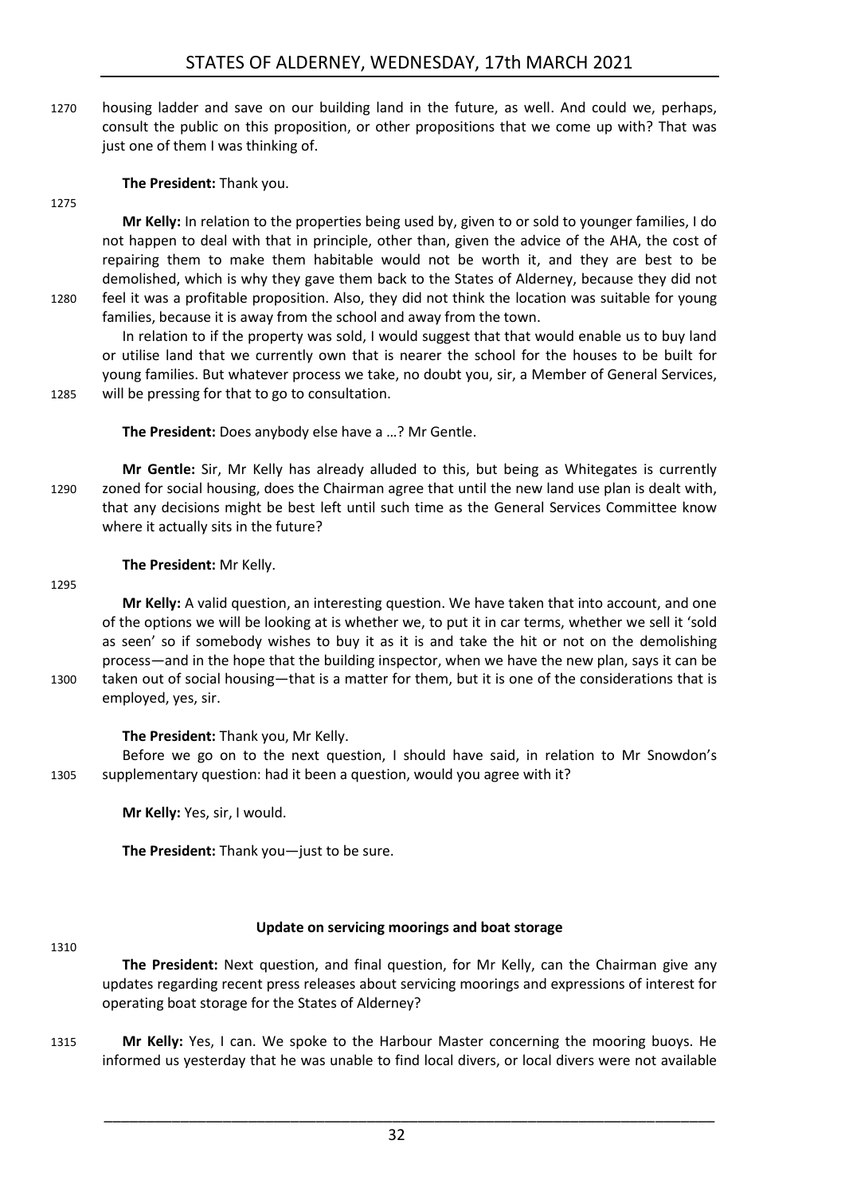housing ladder and save on our building land in the future, as well. And could we, perhaps, consult the public on this proposition, or other propositions that we come up with? That was just one of them I was thinking of.

**The President:** Thank you.

**Mr Kelly:** In relation to the properties being used by, given to or sold to younger families, I do not happen to deal with that in principle, other than, given the advice of the AHA, the cost of repairing them to make them habitable would not be worth it, and they are best to be demolished, which is why they gave them back to the States of Alderney, because they did not feel it was a profitable proposition. Also, they did not think the location was suitable for young families, because it is away from the school and away from the town.

In relation to if the property was sold, I would suggest that that would enable us to buy land or utilise land that we currently own that is nearer the school for the houses to be built for young families. But whatever process we take, no doubt you, sir, a Member of General Services, will be pressing for that to go to consultation.

**The President:** Does anybody else have a …? Mr Gentle.

**Mr Gentle:** Sir, Mr Kelly has already alluded to this, but being as Whitegates is currently zoned for social housing, does the Chairman agree that until the new land use plan is dealt with, that any decisions might be best left until such time as the General Services Committee know where it actually sits in the future?

**The President:** Mr Kelly.

**Mr Kelly:** A valid question, an interesting question. We have taken that into account, and one of the options we will be looking at is whether we, to put it in car terms, whether we sell it 'sold as seen' so if somebody wishes to buy it as it is and take the hit or not on the demolishing process—and in the hope that the building inspector, when we have the new plan, says it can be taken out of social housing—that is a matter for them, but it is one of the considerations that is employed, yes, sir.

**The President:** Thank you, Mr Kelly.

Before we go on to the next question, I should have said, in relation to Mr Snowdon's supplementary question: had it been a question, would you agree with it?

**Mr Kelly:** Yes, sir, I would.

**The President:** Thank you—just to be sure.

### Update on servicing moorings and boat storage

**The President:** Next question, and final question, for Mr Kelly, can the Chairman give any updates regarding recent press releases about servicing moorings and expressions of interest for operating boat storage for the States of Alderney?

**Mr Kelly:** Yes, I can. We spoke to the Harbour Master concerning the mooring buoys. He informed us yesterday that he was unable to find local divers, or local divers were not available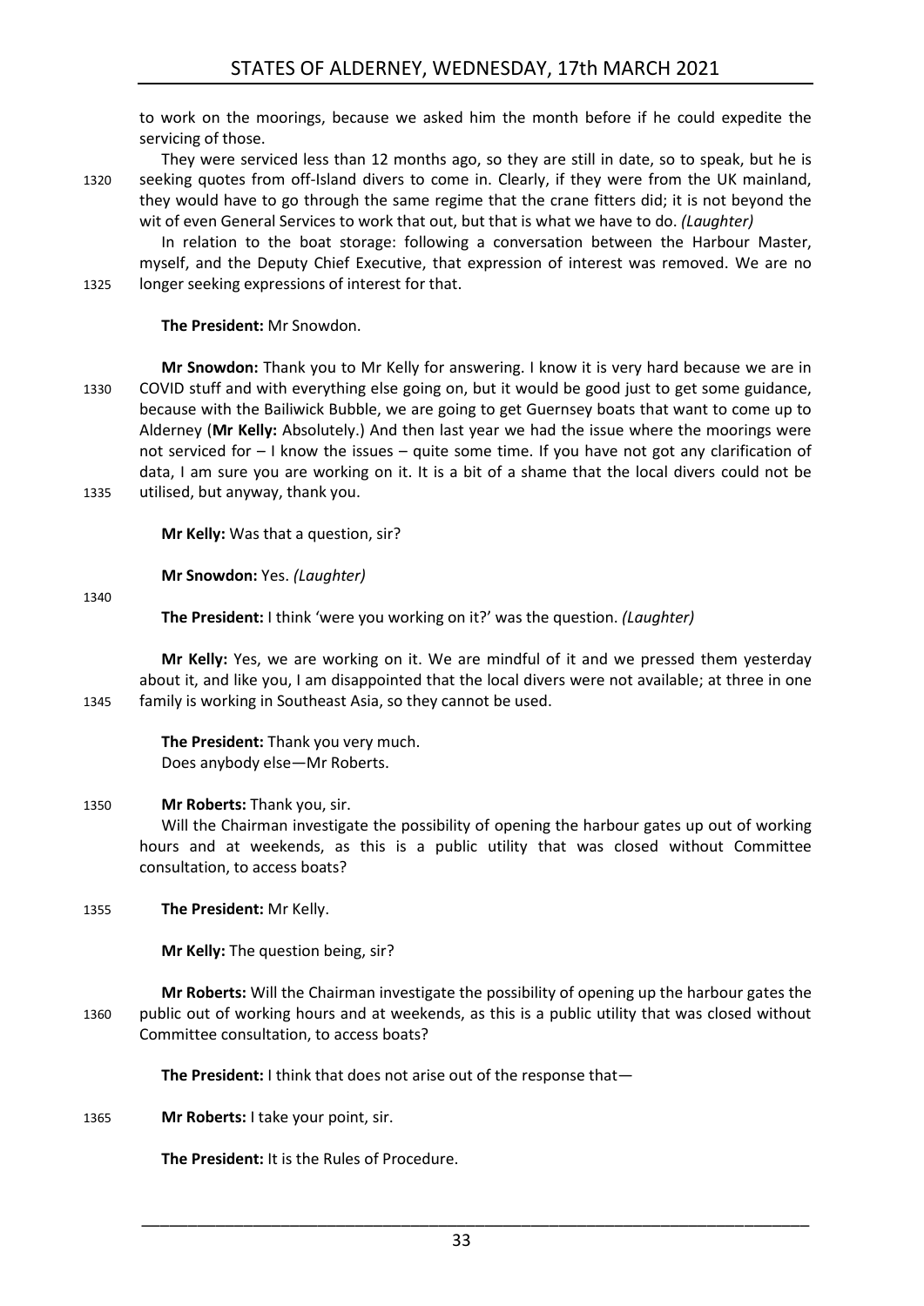to work on the moorings, because we asked him the month before if he could expedite the servicing of those.

They were serviced less than 12 months ago, so they are still in date, so to speak, but he is seeking quotes from off-Island divers to come in. Clearly, if they were from the UK mainland, they would have to go through the same regime that the crane fitters did; it is not beyond the wit of even General Services to work that out, but that is what we have to do. *(Laughter)*

In relation to the boat storage: following a conversation between the Harbour Master, myself, and the Deputy Chief Executive, that expression of interest was removed. We are no longer seeking expressions of interest for that.

**The President:** Mr Snowdon.

**Mr Snowdon:** Thank you to Mr Kelly for answering. I know it is very hard because we are in COVID stuff and with everything else going on, but it would be good just to get some guidance, because with the Bailiwick Bubble, we are going to get Guernsey boats that want to come up to Alderney (**Mr Kelly:** Absolutely.) And then last year we had the issue where the moorings were not serviced for – I know the issues – quite some time. If you have not got any clarification of data, I am sure you are working on it. It is a bit of a shame that the local divers could not be utilised, but anyway, thank you.

**Mr Kelly:** Was that a question, sir?

**Mr Snowdon:** Yes. *(Laughter)*

**The President:** I think 'were you working on it?' was the question. *(Laughter)*

**Mr Kelly:** Yes, we are working on it. We are mindful of it and we pressed them yesterday about it, and like you, I am disappointed that the local divers were not available; at three in one family is working in Southeast Asia, so they cannot be used.

**The President:** Thank you very much.
Does anybody else—Mr Roberts.

**Mr Roberts:** Thank you, sir.

Will the Chairman investigate the possibility of opening the harbour gates up out of working hours and at weekends, as this is a public utility that was closed without Committee consultation, to access boats?

**The President:** Mr Kelly.

**Mr Kelly:** The question being, sir?

**Mr Roberts:** Will the Chairman investigate the possibility of opening up the harbour gates the public out of working hours and at weekends, as this is a public utility that was closed without Committee consultation, to access boats?

**The President:** I think that does not arise out of the response that—

**Mr Roberts:** I take your point, sir.

**The President:** It is the Rules of Procedure.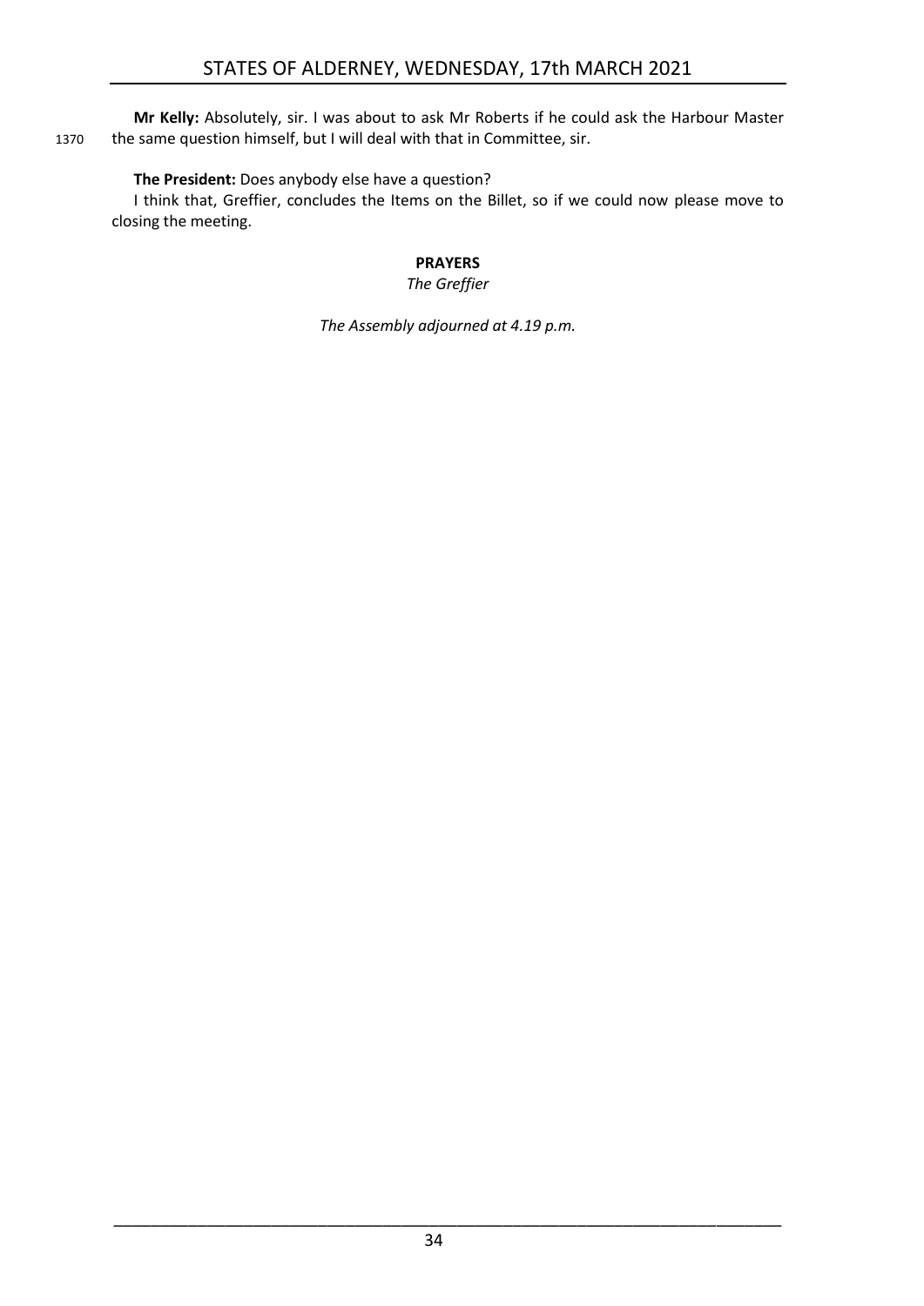**Mr Kelly:** Absolutely, sir. I was about to ask Mr Roberts if he could ask the Harbour Master the same question himself, but I will deal with that in Committee, sir.

**The President:** Does anybody else have a question?

I think that, Greffier, concludes the Items on the Billet, so if we could now please move to closing the meeting.

**PRAYERS**

*The Greffier*

*The Assembly adjourned at 4.19 p.m.*